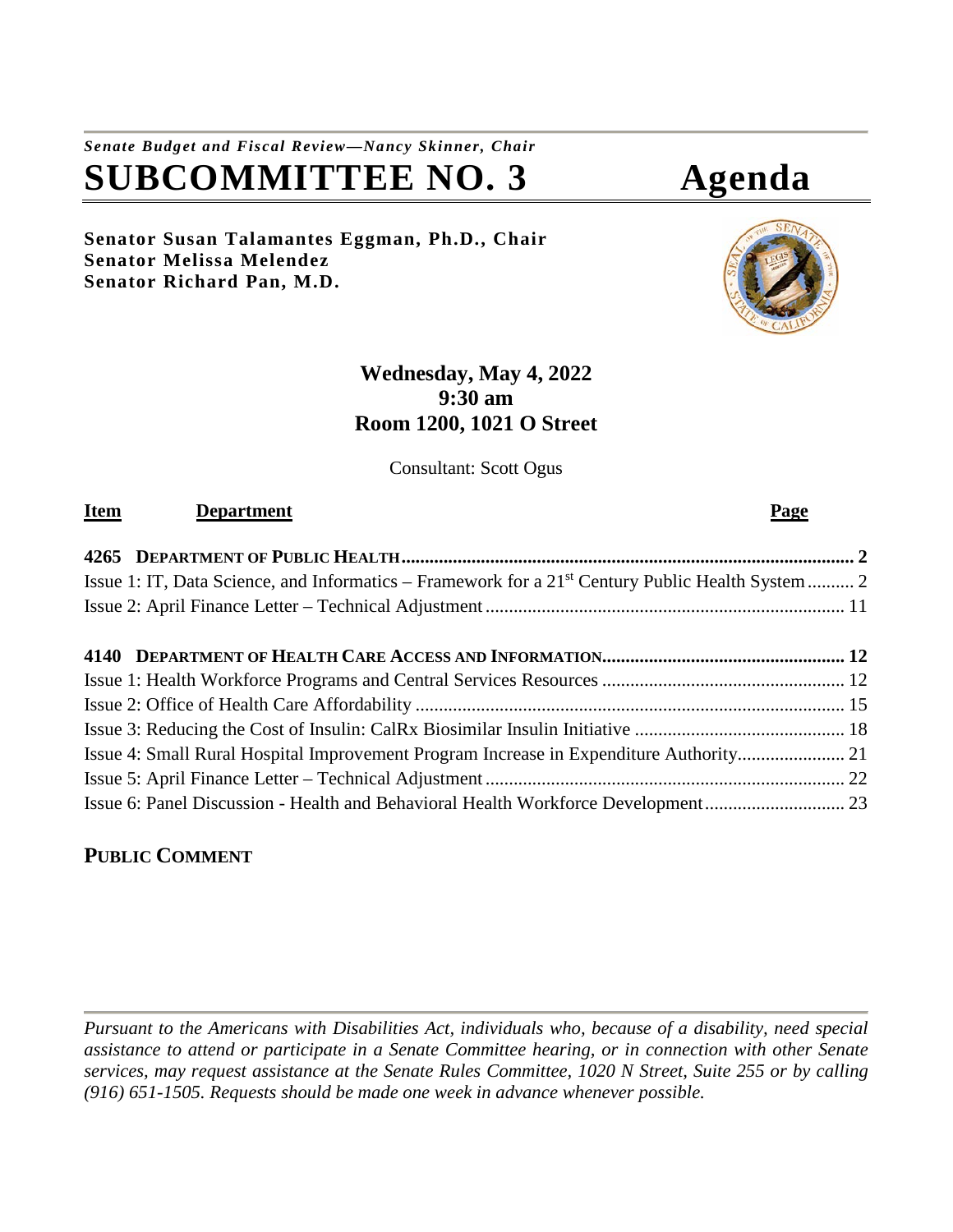*Senate Budget and Fiscal Review—Nancy Skinner, Chair*

# SUBCOMMITTEE NO. 3 Agenda

**Senator Susan Talamantes Eggman, Ph.D., Chair**
**Senator Melissa Melendez**
**Senator Richard Pan, M.D.**

**Wednesday, May 4, 2022**
**9:30 am**
**Room 1200, 1021 O Street**

Consultant: Scott Ogus

| Item | Department | Page |
|---|---|---|
| **4265** | **DEPARTMENT OF PUBLIC HEALTH** | **2** |
| | Issue 1: IT, Data Science, and Informatics – Framework for a 21st Century Public Health System | 2 |
| | Issue 2: April Finance Letter – Technical Adjustment | 11 |
| **4140** | **DEPARTMENT OF HEALTH CARE ACCESS AND INFORMATION** | **12** |
| | Issue 1: Health Workforce Programs and Central Services Resources | 12 |
| | Issue 2: Office of Health Care Affordability | 15 |
| | Issue 3: Reducing the Cost of Insulin: CalRx Biosimilar Insulin Initiative | 18 |
| | Issue 4: Small Rural Hospital Improvement Program Increase in Expenditure Authority | 21 |
| | Issue 5: April Finance Letter – Technical Adjustment | 22 |
| | Issue 6: Panel Discussion - Health and Behavioral Health Workforce Development | 23 |

**PUBLIC COMMENT**

*Pursuant to the Americans with Disabilities Act, individuals who, because of a disability, need special assistance to attend or participate in a Senate Committee hearing, or in connection with other Senate services, may request assistance at the Senate Rules Committee, 1020 N Street, Suite 255 or by calling (916) 651-1505. Requests should be made one week in advance whenever possible.*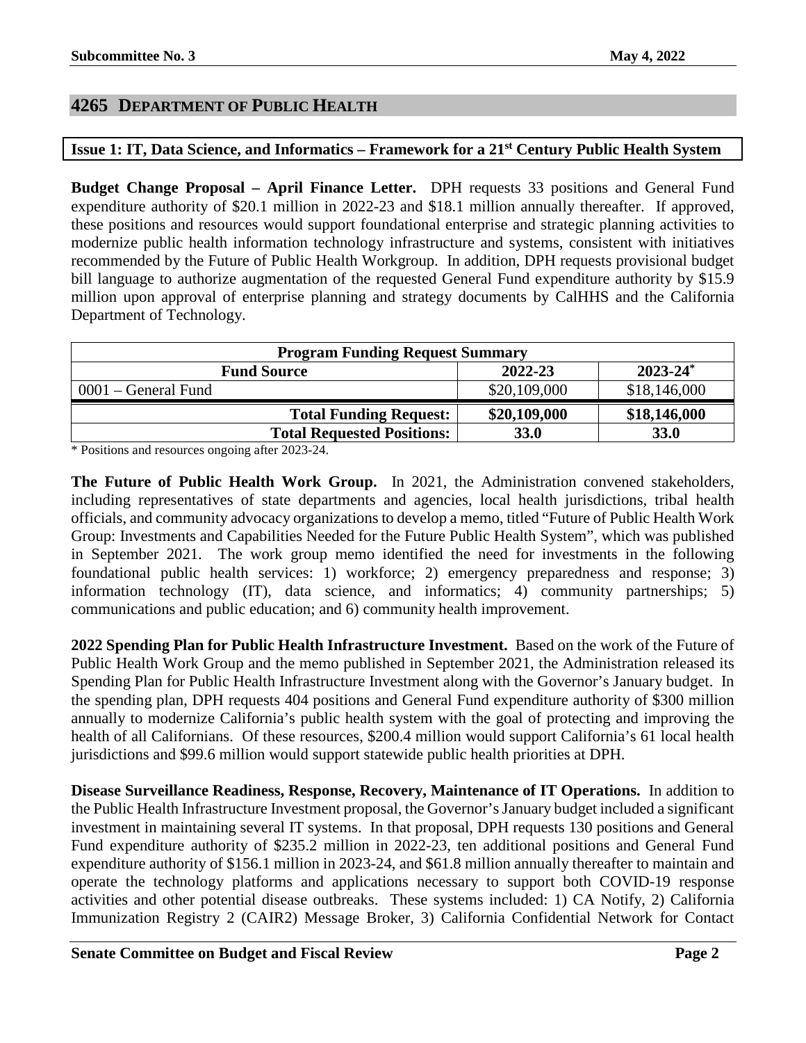## 4265 DEPARTMENT OF PUBLIC HEALTH

### Issue 1: IT, Data Science, and Informatics – Framework for a 21st Century Public Health System

**Budget Change Proposal – April Finance Letter.** DPH requests 33 positions and General Fund expenditure authority of $20.1 million in 2022-23 and $18.1 million annually thereafter. If approved, these positions and resources would support foundational enterprise and strategic planning activities to modernize public health information technology infrastructure and systems, consistent with initiatives recommended by the Future of Public Health Workgroup. In addition, DPH requests provisional budget bill language to authorize augmentation of the requested General Fund expenditure authority by $15.9 million upon approval of enterprise planning and strategy documents by CalHHS and the California Department of Technology.

| Program Funding Request Summary | | |
|---|---|---|
| **Fund Source** | **2022-23** | **2023-24*** |
| 0001 – General Fund | $20,109,000 | $18,146,000 |
| **Total Funding Request:** | **$20,109,000** | **$18,146,000** |
| **Total Requested Positions:** | **33.0** | **33.0** |

\* Positions and resources ongoing after 2023-24.

**The Future of Public Health Work Group.** In 2021, the Administration convened stakeholders, including representatives of state departments and agencies, local health jurisdictions, tribal health officials, and community advocacy organizations to develop a memo, titled "Future of Public Health Work Group: Investments and Capabilities Needed for the Future Public Health System", which was published in September 2021. The work group memo identified the need for investments in the following foundational public health services: 1) workforce; 2) emergency preparedness and response; 3) information technology (IT), data science, and informatics; 4) community partnerships; 5) communications and public education; and 6) community health improvement.

**2022 Spending Plan for Public Health Infrastructure Investment.** Based on the work of the Future of Public Health Work Group and the memo published in September 2021, the Administration released its Spending Plan for Public Health Infrastructure Investment along with the Governor's January budget. In the spending plan, DPH requests 404 positions and General Fund expenditure authority of $300 million annually to modernize California's public health system with the goal of protecting and improving the health of all Californians. Of these resources, $200.4 million would support California's 61 local health jurisdictions and $99.6 million would support statewide public health priorities at DPH.

**Disease Surveillance Readiness, Response, Recovery, Maintenance of IT Operations.** In addition to the Public Health Infrastructure Investment proposal, the Governor's January budget included a significant investment in maintaining several IT systems. In that proposal, DPH requests 130 positions and General Fund expenditure authority of $235.2 million in 2022-23, ten additional positions and General Fund expenditure authority of $156.1 million in 2023-24, and $61.8 million annually thereafter to maintain and operate the technology platforms and applications necessary to support both COVID-19 response activities and other potential disease outbreaks. These systems included: 1) CA Notify, 2) California Immunization Registry 2 (CAIR2) Message Broker, 3) California Confidential Network for Contact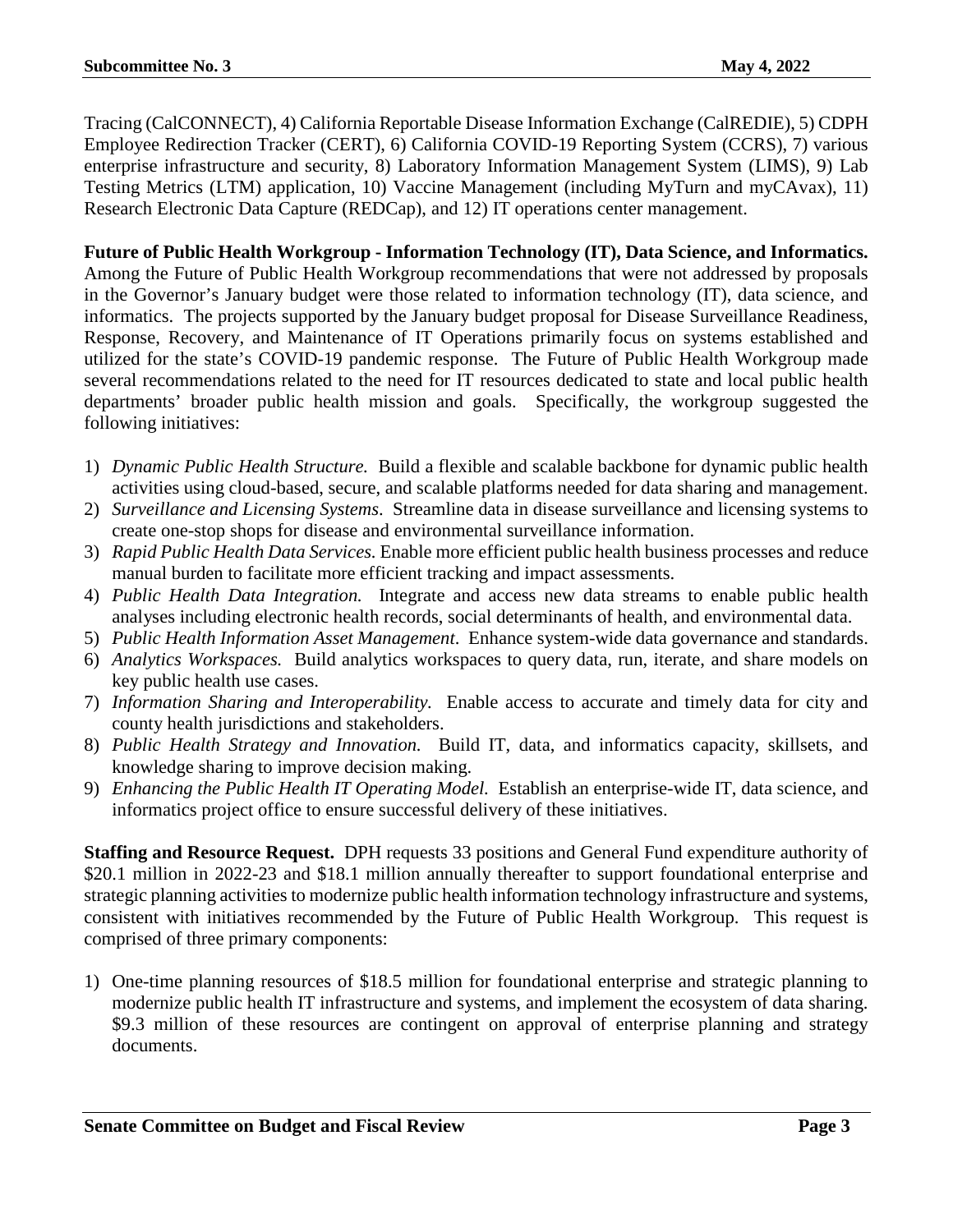Tracing (CalCONNECT), 4) California Reportable Disease Information Exchange (CalREDIE), 5) CDPH Employee Redirection Tracker (CERT), 6) California COVID-19 Reporting System (CCRS), 7) various enterprise infrastructure and security, 8) Laboratory Information Management System (LIMS), 9) Lab Testing Metrics (LTM) application, 10) Vaccine Management (including MyTurn and myCAvax), 11) Research Electronic Data Capture (REDCap), and 12) IT operations center management.

**Future of Public Health Workgroup - Information Technology (IT), Data Science, and Informatics.** Among the Future of Public Health Workgroup recommendations that were not addressed by proposals in the Governor's January budget were those related to information technology (IT), data science, and informatics. The projects supported by the January budget proposal for Disease Surveillance Readiness, Response, Recovery, and Maintenance of IT Operations primarily focus on systems established and utilized for the state's COVID-19 pandemic response. The Future of Public Health Workgroup made several recommendations related to the need for IT resources dedicated to state and local public health departments' broader public health mission and goals. Specifically, the workgroup suggested the following initiatives:

1) *Dynamic Public Health Structure.* Build a flexible and scalable backbone for dynamic public health activities using cloud-based, secure, and scalable platforms needed for data sharing and management.
2) *Surveillance and Licensing Systems*. Streamline data in disease surveillance and licensing systems to create one-stop shops for disease and environmental surveillance information.
3) *Rapid Public Health Data Services.* Enable more efficient public health business processes and reduce manual burden to facilitate more efficient tracking and impact assessments.
4) *Public Health Data Integration.* Integrate and access new data streams to enable public health analyses including electronic health records, social determinants of health, and environmental data.
5) *Public Health Information Asset Management*. Enhance system-wide data governance and standards.
6) *Analytics Workspaces.* Build analytics workspaces to query data, run, iterate, and share models on key public health use cases.
7) *Information Sharing and Interoperability.* Enable access to accurate and timely data for city and county health jurisdictions and stakeholders.
8) *Public Health Strategy and Innovation.* Build IT, data, and informatics capacity, skillsets, and knowledge sharing to improve decision making.
9) *Enhancing the Public Health IT Operating Model.* Establish an enterprise-wide IT, data science, and informatics project office to ensure successful delivery of these initiatives.

**Staffing and Resource Request.** DPH requests 33 positions and General Fund expenditure authority of $20.1 million in 2022-23 and $18.1 million annually thereafter to support foundational enterprise and strategic planning activities to modernize public health information technology infrastructure and systems, consistent with initiatives recommended by the Future of Public Health Workgroup. This request is comprised of three primary components:

1) One-time planning resources of $18.5 million for foundational enterprise and strategic planning to modernize public health IT infrastructure and systems, and implement the ecosystem of data sharing. $9.3 million of these resources are contingent on approval of enterprise planning and strategy documents.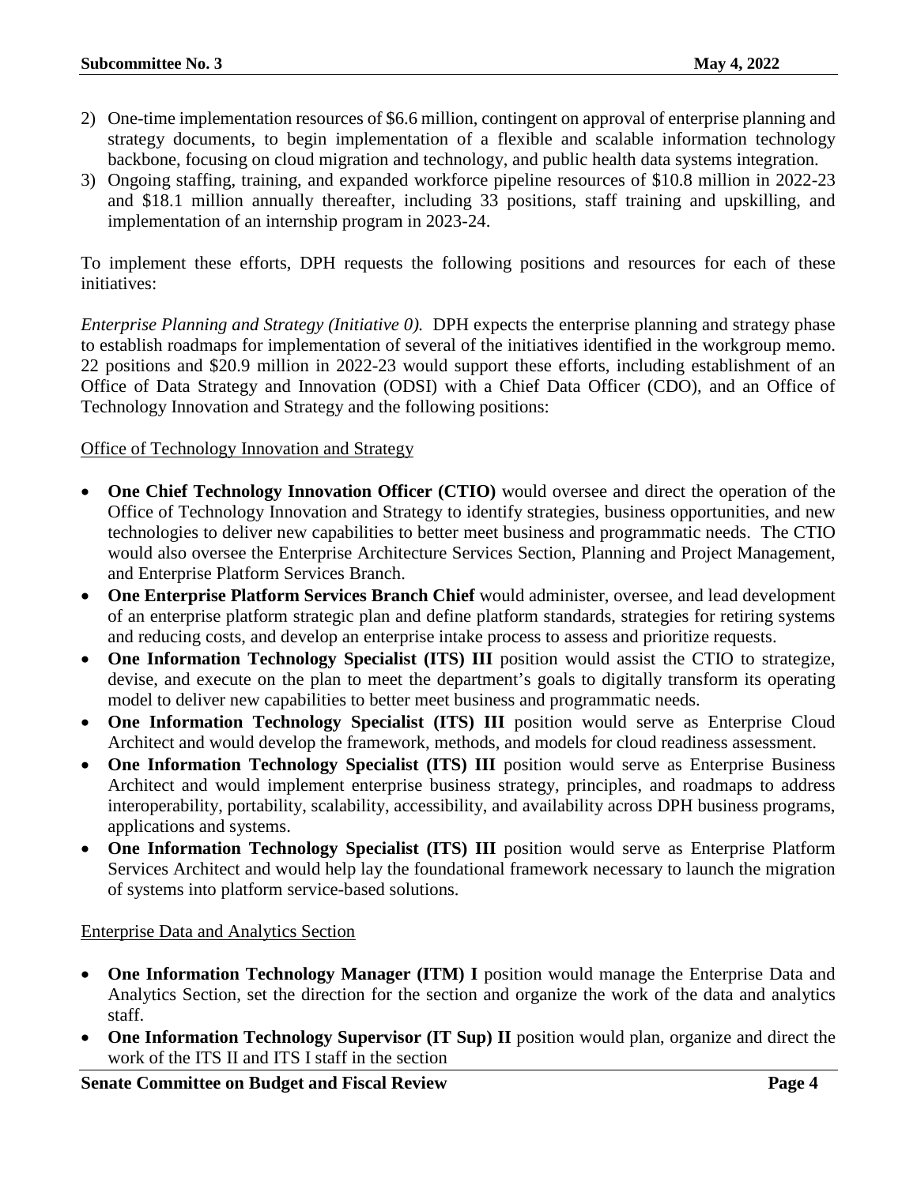2) One-time implementation resources of $6.6 million, contingent on approval of enterprise planning and strategy documents, to begin implementation of a flexible and scalable information technology backbone, focusing on cloud migration and technology, and public health data systems integration.
3) Ongoing staffing, training, and expanded workforce pipeline resources of $10.8 million in 2022-23 and $18.1 million annually thereafter, including 33 positions, staff training and upskilling, and implementation of an internship program in 2023-24.

To implement these efforts, DPH requests the following positions and resources for each of these initiatives:

*Enterprise Planning and Strategy (Initiative 0).* DPH expects the enterprise planning and strategy phase to establish roadmaps for implementation of several of the initiatives identified in the workgroup memo. 22 positions and $20.9 million in 2022-23 would support these efforts, including establishment of an Office of Data Strategy and Innovation (ODSI) with a Chief Data Officer (CDO), and an Office of Technology Innovation and Strategy and the following positions:

<u>Office of Technology Innovation and Strategy</u>

- **One Chief Technology Innovation Officer (CTIO)** would oversee and direct the operation of the Office of Technology Innovation and Strategy to identify strategies, business opportunities, and new technologies to deliver new capabilities to better meet business and programmatic needs. The CTIO would also oversee the Enterprise Architecture Services Section, Planning and Project Management, and Enterprise Platform Services Branch.
- **One Enterprise Platform Services Branch Chief** would administer, oversee, and lead development of an enterprise platform strategic plan and define platform standards, strategies for retiring systems and reducing costs, and develop an enterprise intake process to assess and prioritize requests.
- **One Information Technology Specialist (ITS) III** position would assist the CTIO to strategize, devise, and execute on the plan to meet the department's goals to digitally transform its operating model to deliver new capabilities to better meet business and programmatic needs.
- **One Information Technology Specialist (ITS) III** position would serve as Enterprise Cloud Architect and would develop the framework, methods, and models for cloud readiness assessment.
- **One Information Technology Specialist (ITS) III** position would serve as Enterprise Business Architect and would implement enterprise business strategy, principles, and roadmaps to address interoperability, portability, scalability, accessibility, and availability across DPH business programs, applications and systems.
- **One Information Technology Specialist (ITS) III** position would serve as Enterprise Platform Services Architect and would help lay the foundational framework necessary to launch the migration of systems into platform service-based solutions.

<u>Enterprise Data and Analytics Section</u>

- **One Information Technology Manager (ITM) I** position would manage the Enterprise Data and Analytics Section, set the direction for the section and organize the work of the data and analytics staff.
- **One Information Technology Supervisor (IT Sup) II** position would plan, organize and direct the work of the ITS II and ITS I staff in the section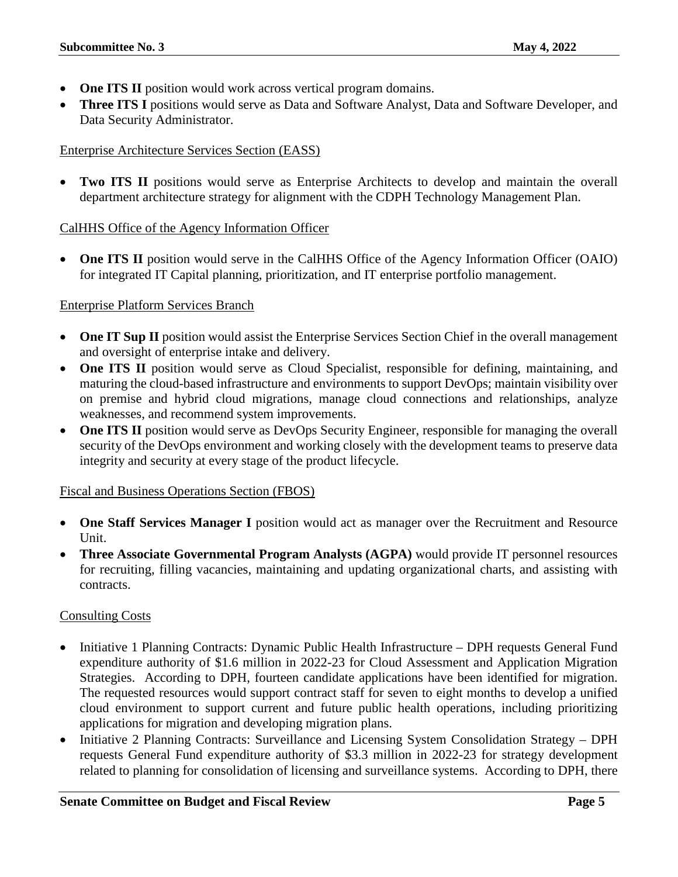- **One ITS II** position would work across vertical program domains.
- **Three ITS I** positions would serve as Data and Software Analyst, Data and Software Developer, and Data Security Administrator.

Enterprise Architecture Services Section (EASS)

- **Two ITS II** positions would serve as Enterprise Architects to develop and maintain the overall department architecture strategy for alignment with the CDPH Technology Management Plan.

CalHHS Office of the Agency Information Officer

- **One ITS II** position would serve in the CalHHS Office of the Agency Information Officer (OAIO) for integrated IT Capital planning, prioritization, and IT enterprise portfolio management.

Enterprise Platform Services Branch

- **One IT Sup II** position would assist the Enterprise Services Section Chief in the overall management and oversight of enterprise intake and delivery.
- **One ITS II** position would serve as Cloud Specialist, responsible for defining, maintaining, and maturing the cloud-based infrastructure and environments to support DevOps; maintain visibility over on premise and hybrid cloud migrations, manage cloud connections and relationships, analyze weaknesses, and recommend system improvements.
- **One ITS II** position would serve as DevOps Security Engineer, responsible for managing the overall security of the DevOps environment and working closely with the development teams to preserve data integrity and security at every stage of the product lifecycle.

Fiscal and Business Operations Section (FBOS)

- **One Staff Services Manager I** position would act as manager over the Recruitment and Resource Unit.
- **Three Associate Governmental Program Analysts (AGPA)** would provide IT personnel resources for recruiting, filling vacancies, maintaining and updating organizational charts, and assisting with contracts.

Consulting Costs

- Initiative 1 Planning Contracts: Dynamic Public Health Infrastructure – DPH requests General Fund expenditure authority of $1.6 million in 2022-23 for Cloud Assessment and Application Migration Strategies. According to DPH, fourteen candidate applications have been identified for migration. The requested resources would support contract staff for seven to eight months to develop a unified cloud environment to support current and future public health operations, including prioritizing applications for migration and developing migration plans.
- Initiative 2 Planning Contracts: Surveillance and Licensing System Consolidation Strategy – DPH requests General Fund expenditure authority of $3.3 million in 2022-23 for strategy development related to planning for consolidation of licensing and surveillance systems. According to DPH, there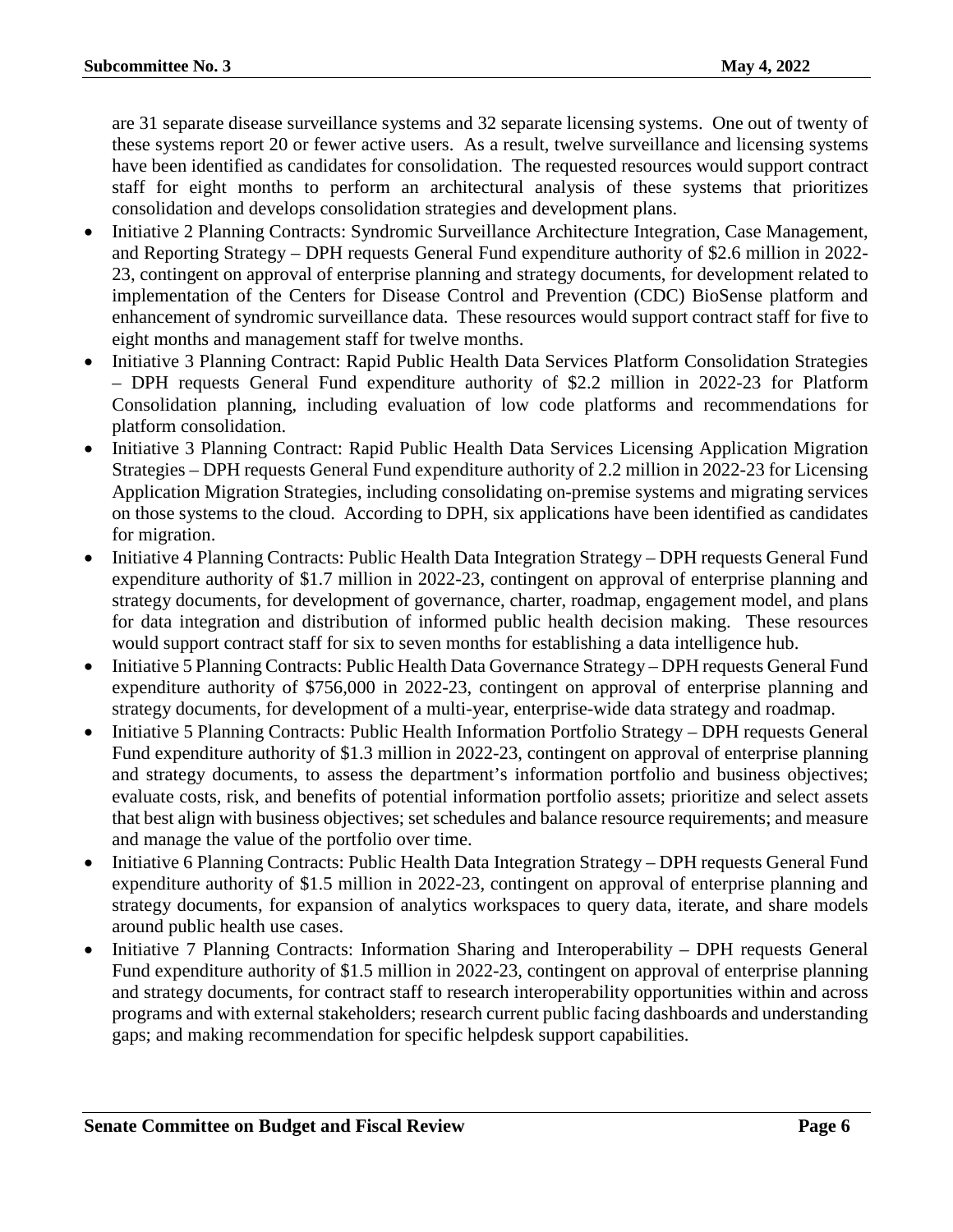are 31 separate disease surveillance systems and 32 separate licensing systems. One out of twenty of these systems report 20 or fewer active users. As a result, twelve surveillance and licensing systems have been identified as candidates for consolidation. The requested resources would support contract staff for eight months to perform an architectural analysis of these systems that prioritizes consolidation and develops consolidation strategies and development plans.

- Initiative 2 Planning Contracts: Syndromic Surveillance Architecture Integration, Case Management, and Reporting Strategy – DPH requests General Fund expenditure authority of $2.6 million in 2022-23, contingent on approval of enterprise planning and strategy documents, for development related to implementation of the Centers for Disease Control and Prevention (CDC) BioSense platform and enhancement of syndromic surveillance data. These resources would support contract staff for five to eight months and management staff for twelve months.
- Initiative 3 Planning Contract: Rapid Public Health Data Services Platform Consolidation Strategies – DPH requests General Fund expenditure authority of $2.2 million in 2022-23 for Platform Consolidation planning, including evaluation of low code platforms and recommendations for platform consolidation.
- Initiative 3 Planning Contract: Rapid Public Health Data Services Licensing Application Migration Strategies – DPH requests General Fund expenditure authority of 2.2 million in 2022-23 for Licensing Application Migration Strategies, including consolidating on-premise systems and migrating services on those systems to the cloud. According to DPH, six applications have been identified as candidates for migration.
- Initiative 4 Planning Contracts: Public Health Data Integration Strategy – DPH requests General Fund expenditure authority of $1.7 million in 2022-23, contingent on approval of enterprise planning and strategy documents, for development of governance, charter, roadmap, engagement model, and plans for data integration and distribution of informed public health decision making. These resources would support contract staff for six to seven months for establishing a data intelligence hub.
- Initiative 5 Planning Contracts: Public Health Data Governance Strategy – DPH requests General Fund expenditure authority of $756,000 in 2022-23, contingent on approval of enterprise planning and strategy documents, for development of a multi-year, enterprise-wide data strategy and roadmap.
- Initiative 5 Planning Contracts: Public Health Information Portfolio Strategy – DPH requests General Fund expenditure authority of $1.3 million in 2022-23, contingent on approval of enterprise planning and strategy documents, to assess the department's information portfolio and business objectives; evaluate costs, risk, and benefits of potential information portfolio assets; prioritize and select assets that best align with business objectives; set schedules and balance resource requirements; and measure and manage the value of the portfolio over time.
- Initiative 6 Planning Contracts: Public Health Data Integration Strategy – DPH requests General Fund expenditure authority of $1.5 million in 2022-23, contingent on approval of enterprise planning and strategy documents, for expansion of analytics workspaces to query data, iterate, and share models around public health use cases.
- Initiative 7 Planning Contracts: Information Sharing and Interoperability – DPH requests General Fund expenditure authority of $1.5 million in 2022-23, contingent on approval of enterprise planning and strategy documents, for contract staff to research interoperability opportunities within and across programs and with external stakeholders; research current public facing dashboards and understanding gaps; and making recommendation for specific helpdesk support capabilities.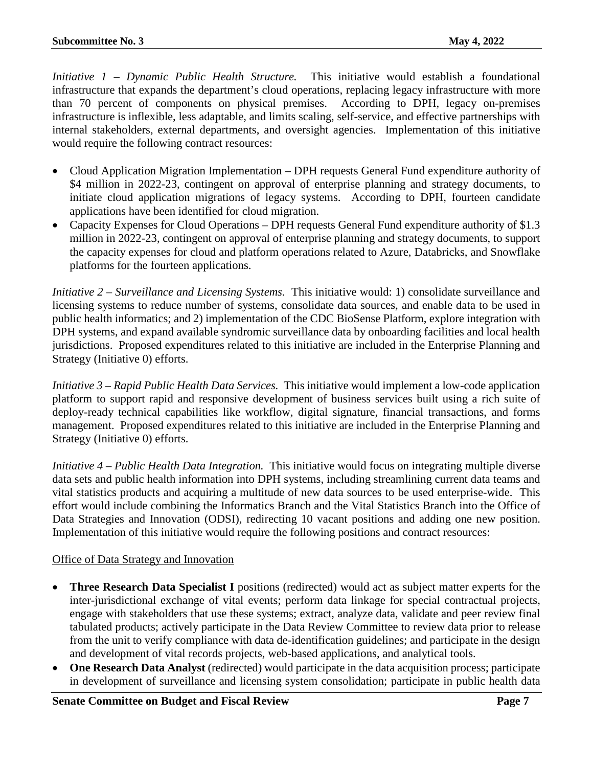*Initiative 1 – Dynamic Public Health Structure.* This initiative would establish a foundational infrastructure that expands the department's cloud operations, replacing legacy infrastructure with more than 70 percent of components on physical premises. According to DPH, legacy on-premises infrastructure is inflexible, less adaptable, and limits scaling, self-service, and effective partnerships with internal stakeholders, external departments, and oversight agencies. Implementation of this initiative would require the following contract resources:

- Cloud Application Migration Implementation – DPH requests General Fund expenditure authority of \$4 million in 2022-23, contingent on approval of enterprise planning and strategy documents, to initiate cloud application migrations of legacy systems. According to DPH, fourteen candidate applications have been identified for cloud migration.
- Capacity Expenses for Cloud Operations – DPH requests General Fund expenditure authority of \$1.3 million in 2022-23, contingent on approval of enterprise planning and strategy documents, to support the capacity expenses for cloud and platform operations related to Azure, Databricks, and Snowflake platforms for the fourteen applications.

*Initiative 2 – Surveillance and Licensing Systems.* This initiative would: 1) consolidate surveillance and licensing systems to reduce number of systems, consolidate data sources, and enable data to be used in public health informatics; and 2) implementation of the CDC BioSense Platform, explore integration with DPH systems, and expand available syndromic surveillance data by onboarding facilities and local health jurisdictions. Proposed expenditures related to this initiative are included in the Enterprise Planning and Strategy (Initiative 0) efforts.

*Initiative 3 – Rapid Public Health Data Services.* This initiative would implement a low-code application platform to support rapid and responsive development of business services built using a rich suite of deploy-ready technical capabilities like workflow, digital signature, financial transactions, and forms management. Proposed expenditures related to this initiative are included in the Enterprise Planning and Strategy (Initiative 0) efforts.

*Initiative 4 – Public Health Data Integration.* This initiative would focus on integrating multiple diverse data sets and public health information into DPH systems, including streamlining current data teams and vital statistics products and acquiring a multitude of new data sources to be used enterprise-wide. This effort would include combining the Informatics Branch and the Vital Statistics Branch into the Office of Data Strategies and Innovation (ODSI), redirecting 10 vacant positions and adding one new position. Implementation of this initiative would require the following positions and contract resources:

<u>Office of Data Strategy and Innovation</u>

- **Three Research Data Specialist I** positions (redirected) would act as subject matter experts for the inter-jurisdictional exchange of vital events; perform data linkage for special contractual projects, engage with stakeholders that use these systems; extract, analyze data, validate and peer review final tabulated products; actively participate in the Data Review Committee to review data prior to release from the unit to verify compliance with data de-identification guidelines; and participate in the design and development of vital records projects, web-based applications, and analytical tools.
- **One Research Data Analyst** (redirected) would participate in the data acquisition process; participate in development of surveillance and licensing system consolidation; participate in public health data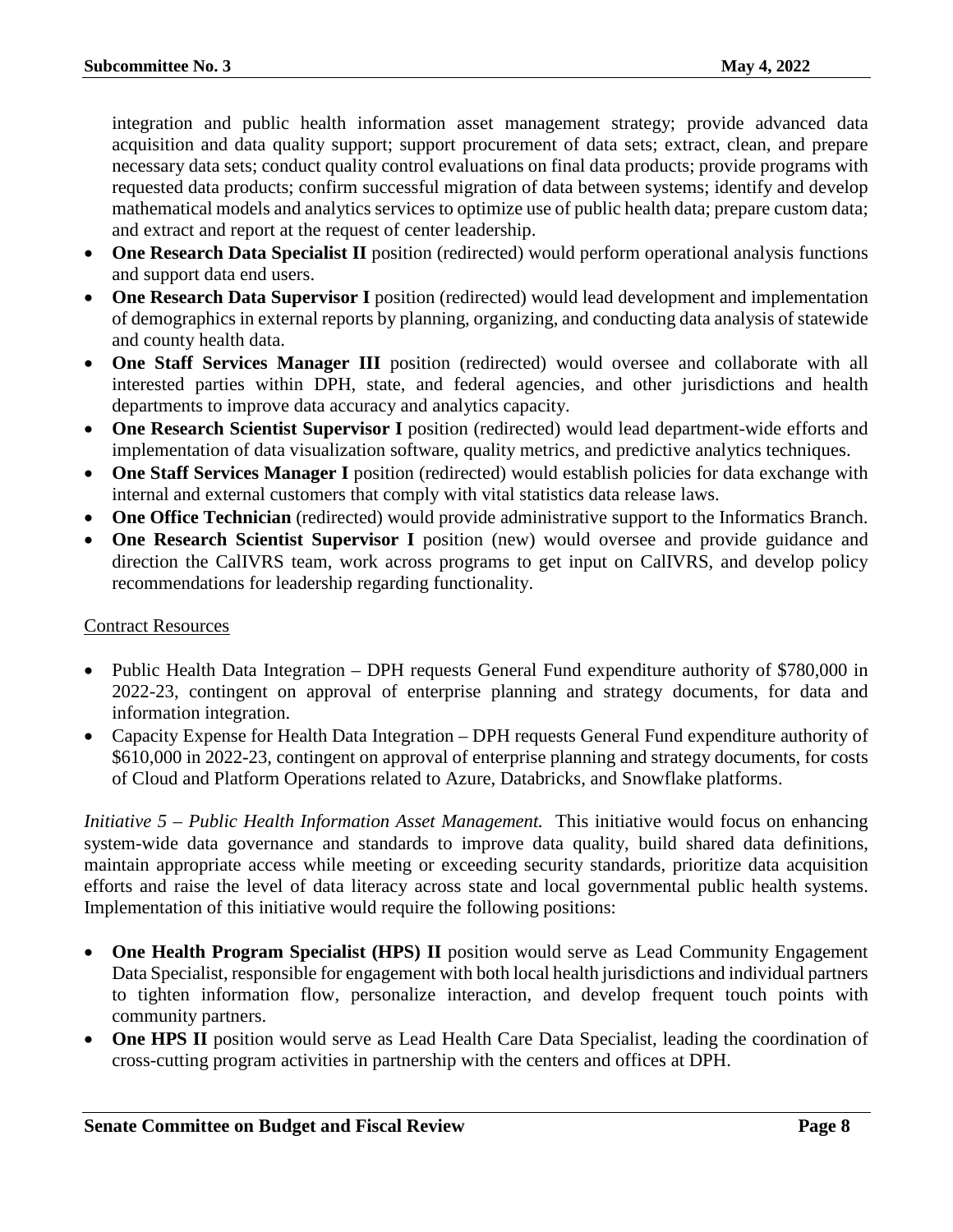integration and public health information asset management strategy; provide advanced data acquisition and data quality support; support procurement of data sets; extract, clean, and prepare necessary data sets; conduct quality control evaluations on final data products; provide programs with requested data products; confirm successful migration of data between systems; identify and develop mathematical models and analytics services to optimize use of public health data; prepare custom data; and extract and report at the request of center leadership.

- **One Research Data Specialist II** position (redirected) would perform operational analysis functions and support data end users.
- **One Research Data Supervisor I** position (redirected) would lead development and implementation of demographics in external reports by planning, organizing, and conducting data analysis of statewide and county health data.
- **One Staff Services Manager III** position (redirected) would oversee and collaborate with all interested parties within DPH, state, and federal agencies, and other jurisdictions and health departments to improve data accuracy and analytics capacity.
- **One Research Scientist Supervisor I** position (redirected) would lead department-wide efforts and implementation of data visualization software, quality metrics, and predictive analytics techniques.
- **One Staff Services Manager I** position (redirected) would establish policies for data exchange with internal and external customers that comply with vital statistics data release laws.
- **One Office Technician** (redirected) would provide administrative support to the Informatics Branch.
- **One Research Scientist Supervisor I** position (new) would oversee and provide guidance and direction the CalIVRS team, work across programs to get input on CalIVRS, and develop policy recommendations for leadership regarding functionality.

<u>Contract Resources</u>

- Public Health Data Integration – DPH requests General Fund expenditure authority of $780,000 in 2022-23, contingent on approval of enterprise planning and strategy documents, for data and information integration.
- Capacity Expense for Health Data Integration – DPH requests General Fund expenditure authority of $610,000 in 2022-23, contingent on approval of enterprise planning and strategy documents, for costs of Cloud and Platform Operations related to Azure, Databricks, and Snowflake platforms.

*Initiative 5 – Public Health Information Asset Management.* This initiative would focus on enhancing system-wide data governance and standards to improve data quality, build shared data definitions, maintain appropriate access while meeting or exceeding security standards, prioritize data acquisition efforts and raise the level of data literacy across state and local governmental public health systems. Implementation of this initiative would require the following positions:

- **One Health Program Specialist (HPS) II** position would serve as Lead Community Engagement Data Specialist, responsible for engagement with both local health jurisdictions and individual partners to tighten information flow, personalize interaction, and develop frequent touch points with community partners.
- **One HPS II** position would serve as Lead Health Care Data Specialist, leading the coordination of cross-cutting program activities in partnership with the centers and offices at DPH.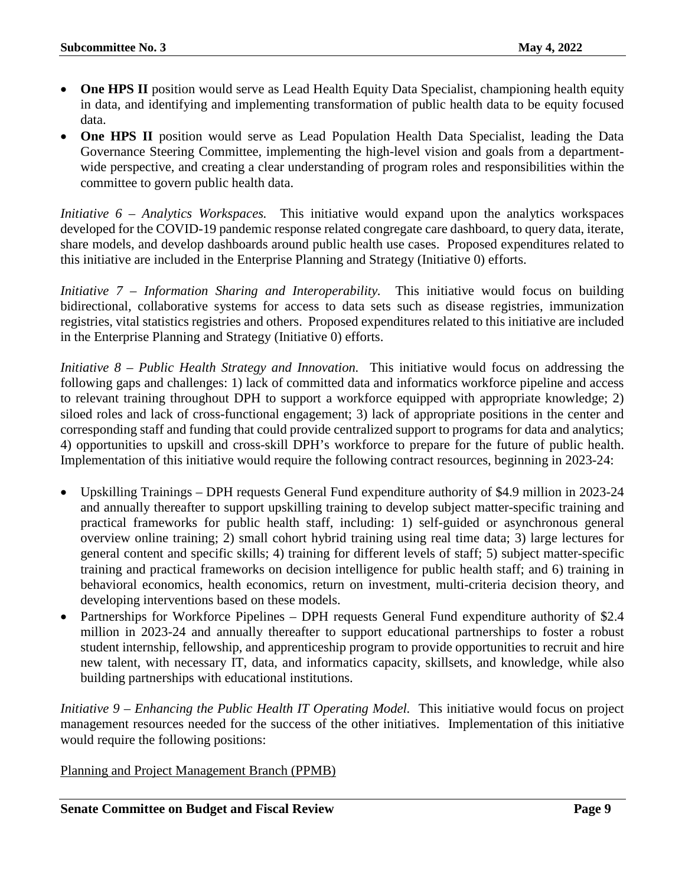- **One HPS II** position would serve as Lead Health Equity Data Specialist, championing health equity in data, and identifying and implementing transformation of public health data to be equity focused data.
- **One HPS II** position would serve as Lead Population Health Data Specialist, leading the Data Governance Steering Committee, implementing the high-level vision and goals from a department-wide perspective, and creating a clear understanding of program roles and responsibilities within the committee to govern public health data.

*Initiative 6 – Analytics Workspaces.* This initiative would expand upon the analytics workspaces developed for the COVID-19 pandemic response related congregate care dashboard, to query data, iterate, share models, and develop dashboards around public health use cases. Proposed expenditures related to this initiative are included in the Enterprise Planning and Strategy (Initiative 0) efforts.

*Initiative 7 – Information Sharing and Interoperability.* This initiative would focus on building bidirectional, collaborative systems for access to data sets such as disease registries, immunization registries, vital statistics registries and others. Proposed expenditures related to this initiative are included in the Enterprise Planning and Strategy (Initiative 0) efforts.

*Initiative 8 – Public Health Strategy and Innovation.* This initiative would focus on addressing the following gaps and challenges: 1) lack of committed data and informatics workforce pipeline and access to relevant training throughout DPH to support a workforce equipped with appropriate knowledge; 2) siloed roles and lack of cross-functional engagement; 3) lack of appropriate positions in the center and corresponding staff and funding that could provide centralized support to programs for data and analytics; 4) opportunities to upskill and cross-skill DPH's workforce to prepare for the future of public health. Implementation of this initiative would require the following contract resources, beginning in 2023-24:

- Upskilling Trainings – DPH requests General Fund expenditure authority of $4.9 million in 2023-24 and annually thereafter to support upskilling training to develop subject matter-specific training and practical frameworks for public health staff, including: 1) self-guided or asynchronous general overview online training; 2) small cohort hybrid training using real time data; 3) large lectures for general content and specific skills; 4) training for different levels of staff; 5) subject matter-specific training and practical frameworks on decision intelligence for public health staff; and 6) training in behavioral economics, health economics, return on investment, multi-criteria decision theory, and developing interventions based on these models.
- Partnerships for Workforce Pipelines – DPH requests General Fund expenditure authority of $2.4 million in 2023-24 and annually thereafter to support educational partnerships to foster a robust student internship, fellowship, and apprenticeship program to provide opportunities to recruit and hire new talent, with necessary IT, data, and informatics capacity, skillsets, and knowledge, while also building partnerships with educational institutions.

*Initiative 9 – Enhancing the Public Health IT Operating Model.* This initiative would focus on project management resources needed for the success of the other initiatives. Implementation of this initiative would require the following positions:

<u>Planning and Project Management Branch (PPMB)</u>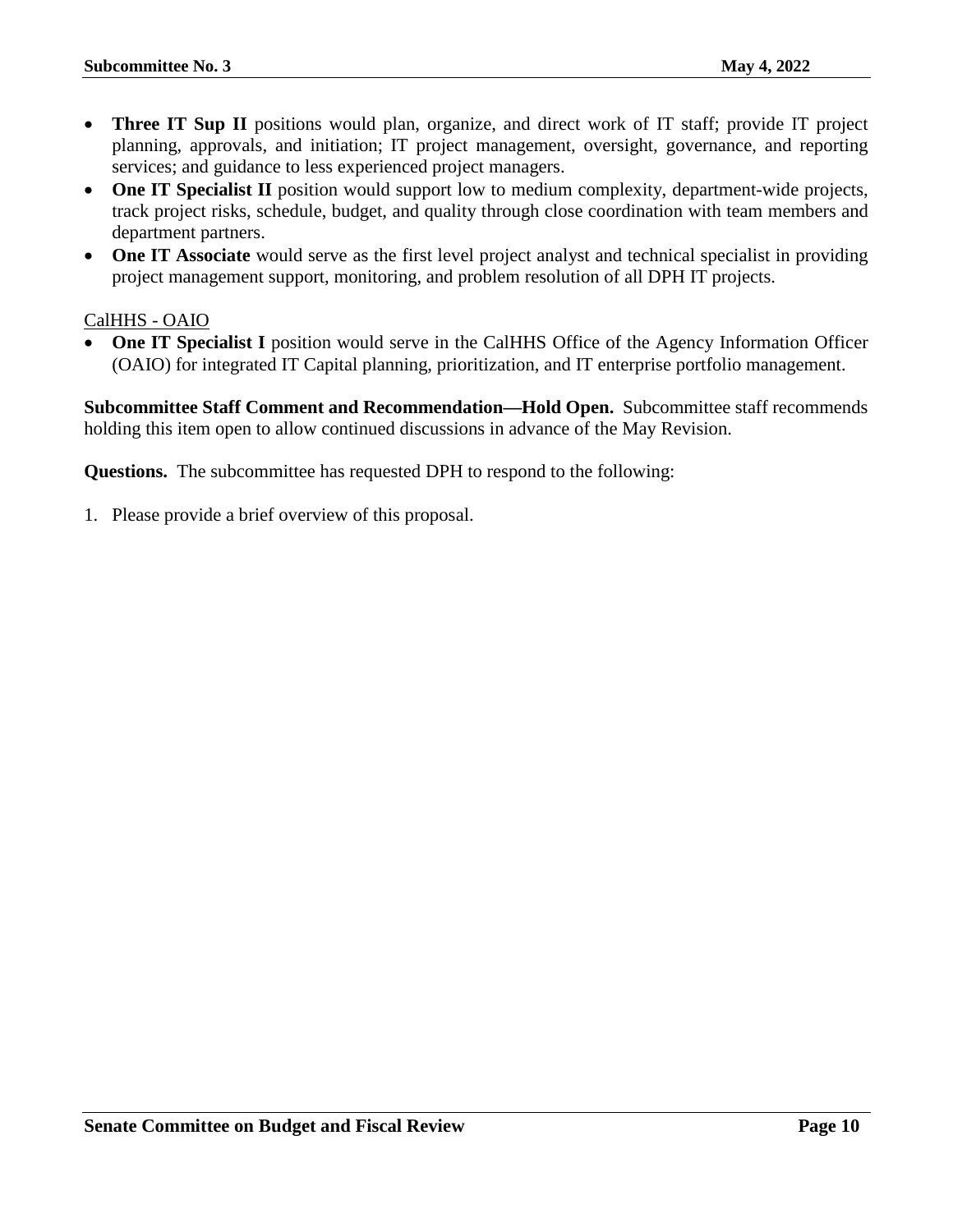- **Three IT Sup II** positions would plan, organize, and direct work of IT staff; provide IT project planning, approvals, and initiation; IT project management, oversight, governance, and reporting services; and guidance to less experienced project managers.
- **One IT Specialist II** position would support low to medium complexity, department-wide projects, track project risks, schedule, budget, and quality through close coordination with team members and department partners.
- **One IT Associate** would serve as the first level project analyst and technical specialist in providing project management support, monitoring, and problem resolution of all DPH IT projects.

<u>CalHHS - OAIO</u>

- **One IT Specialist I** position would serve in the CalHHS Office of the Agency Information Officer (OAIO) for integrated IT Capital planning, prioritization, and IT enterprise portfolio management.

**Subcommittee Staff Comment and Recommendation—Hold Open.** Subcommittee staff recommends holding this item open to allow continued discussions in advance of the May Revision.

**Questions.** The subcommittee has requested DPH to respond to the following:

1. Please provide a brief overview of this proposal.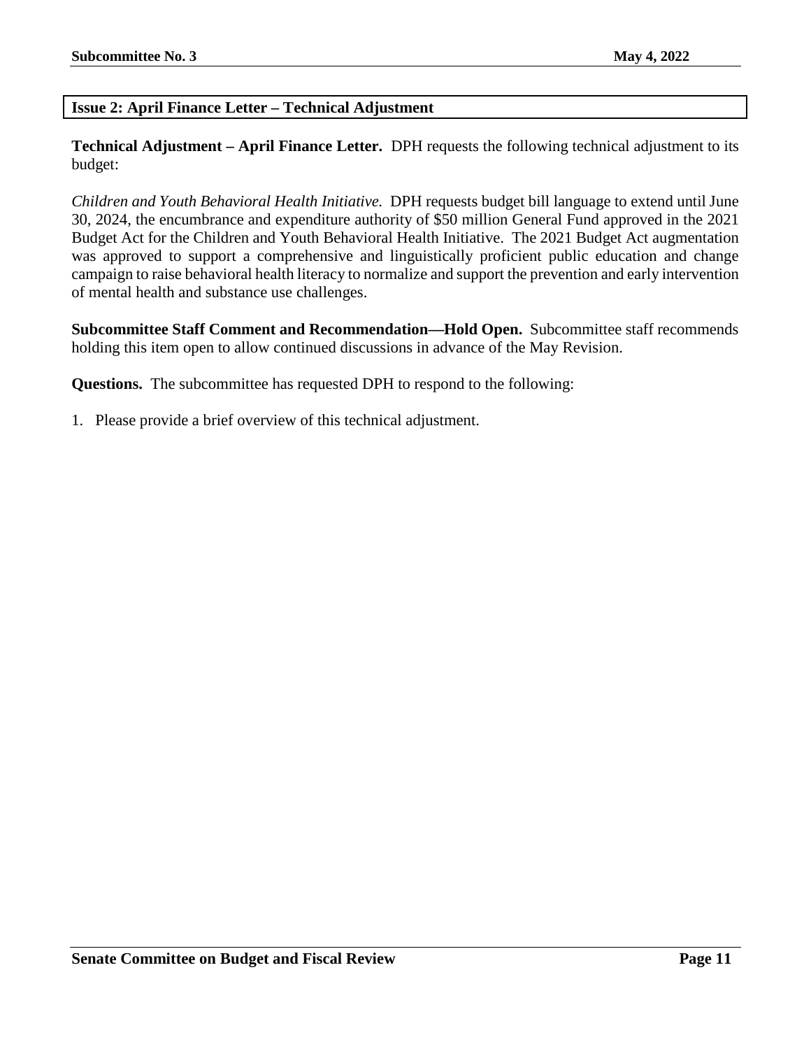## Issue 2: April Finance Letter – Technical Adjustment

**Technical Adjustment – April Finance Letter.** DPH requests the following technical adjustment to its budget:

*Children and Youth Behavioral Health Initiative.* DPH requests budget bill language to extend until June 30, 2024, the encumbrance and expenditure authority of $50 million General Fund approved in the 2021 Budget Act for the Children and Youth Behavioral Health Initiative. The 2021 Budget Act augmentation was approved to support a comprehensive and linguistically proficient public education and change campaign to raise behavioral health literacy to normalize and support the prevention and early intervention of mental health and substance use challenges.

**Subcommittee Staff Comment and Recommendation—Hold Open.** Subcommittee staff recommends holding this item open to allow continued discussions in advance of the May Revision.

**Questions.** The subcommittee has requested DPH to respond to the following:

1. Please provide a brief overview of this technical adjustment.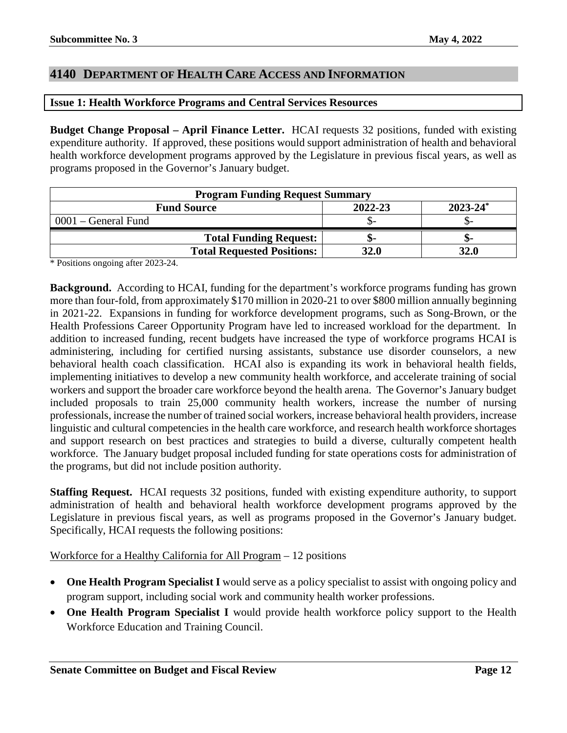## 4140 DEPARTMENT OF HEALTH CARE ACCESS AND INFORMATION

### Issue 1: Health Workforce Programs and Central Services Resources

**Budget Change Proposal – April Finance Letter.** HCAI requests 32 positions, funded with existing expenditure authority. If approved, these positions would support administration of health and behavioral health workforce development programs approved by the Legislature in previous fiscal years, as well as programs proposed in the Governor's January budget.

| Program Funding Request Summary | | |
|---|---|---|
| **Fund Source** | **2022-23** | **2023-24*** |
| 0001 – General Fund | $- | $- |
| **Total Funding Request:** | **$-** | **$-** |
| **Total Requested Positions:** | **32.0** | **32.0** |

\* Positions ongoing after 2023-24.

**Background.** According to HCAI, funding for the department's workforce programs funding has grown more than four-fold, from approximately $170 million in 2020-21 to over $800 million annually beginning in 2021-22. Expansions in funding for workforce development programs, such as Song-Brown, or the Health Professions Career Opportunity Program have led to increased workload for the department. In addition to increased funding, recent budgets have increased the type of workforce programs HCAI is administering, including for certified nursing assistants, substance use disorder counselors, a new behavioral health coach classification. HCAI also is expanding its work in behavioral health fields, implementing initiatives to develop a new community health workforce, and accelerate training of social workers and support the broader care workforce beyond the health arena. The Governor's January budget included proposals to train 25,000 community health workers, increase the number of nursing professionals, increase the number of trained social workers, increase behavioral health providers, increase linguistic and cultural competencies in the health care workforce, and research health workforce shortages and support research on best practices and strategies to build a diverse, culturally competent health workforce. The January budget proposal included funding for state operations costs for administration of the programs, but did not include position authority.

**Staffing Request.** HCAI requests 32 positions, funded with existing expenditure authority, to support administration of health and behavioral health workforce development programs approved by the Legislature in previous fiscal years, as well as programs proposed in the Governor's January budget. Specifically, HCAI requests the following positions:

<u>Workforce for a Healthy California for All Program</u> – 12 positions

- **One Health Program Specialist I** would serve as a policy specialist to assist with ongoing policy and program support, including social work and community health worker professions.
- **One Health Program Specialist I** would provide health workforce policy support to the Health Workforce Education and Training Council.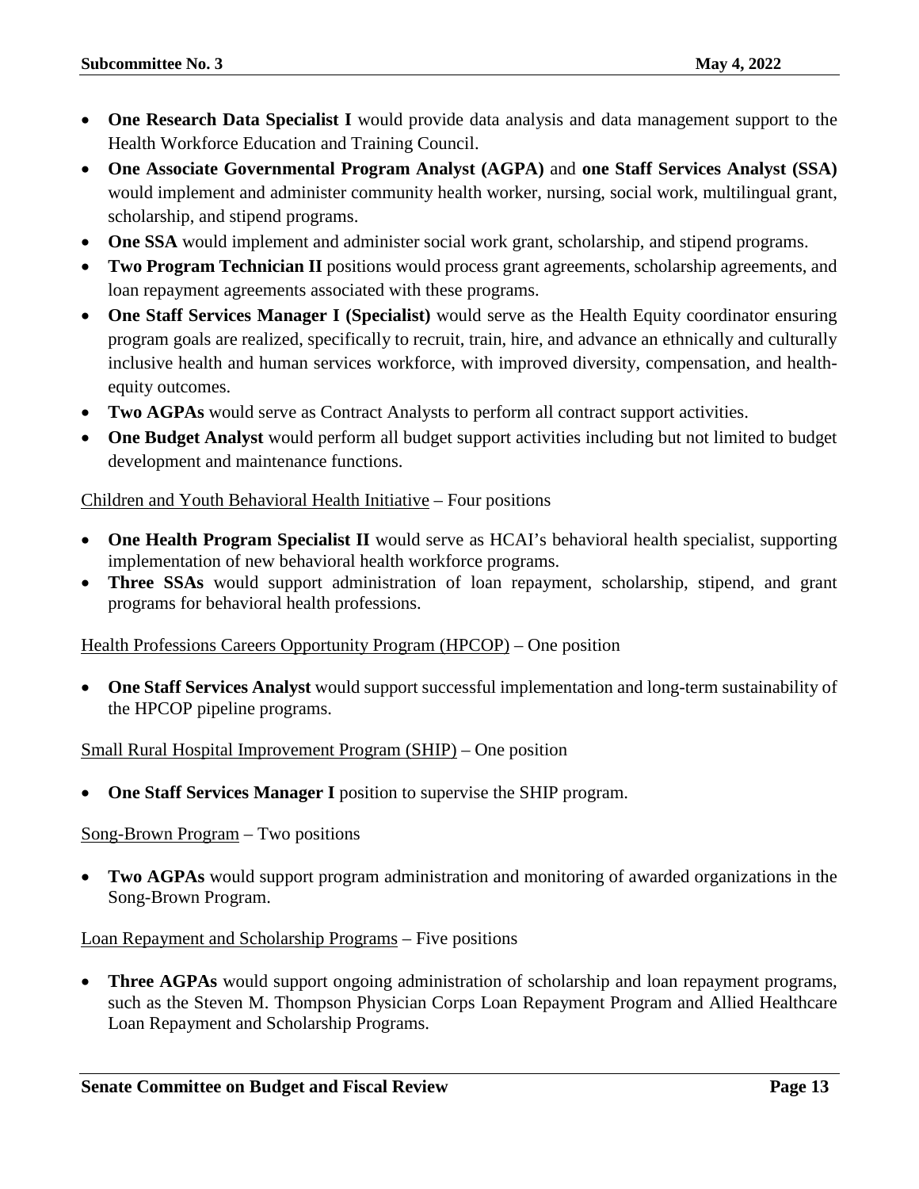- **One Research Data Specialist I** would provide data analysis and data management support to the Health Workforce Education and Training Council.
- **One Associate Governmental Program Analyst (AGPA)** and **one Staff Services Analyst (SSA)** would implement and administer community health worker, nursing, social work, multilingual grant, scholarship, and stipend programs.
- **One SSA** would implement and administer social work grant, scholarship, and stipend programs.
- **Two Program Technician II** positions would process grant agreements, scholarship agreements, and loan repayment agreements associated with these programs.
- **One Staff Services Manager I (Specialist)** would serve as the Health Equity coordinator ensuring program goals are realized, specifically to recruit, train, hire, and advance an ethnically and culturally inclusive health and human services workforce, with improved diversity, compensation, and health-equity outcomes.
- **Two AGPAs** would serve as Contract Analysts to perform all contract support activities.
- **One Budget Analyst** would perform all budget support activities including but not limited to budget development and maintenance functions.

Children and Youth Behavioral Health Initiative – Four positions

- **One Health Program Specialist II** would serve as HCAI's behavioral health specialist, supporting implementation of new behavioral health workforce programs.
- **Three SSAs** would support administration of loan repayment, scholarship, stipend, and grant programs for behavioral health professions.

Health Professions Careers Opportunity Program (HPCOP) – One position

- **One Staff Services Analyst** would support successful implementation and long-term sustainability of the HPCOP pipeline programs.

Small Rural Hospital Improvement Program (SHIP) – One position

- **One Staff Services Manager I** position to supervise the SHIP program.

Song-Brown Program – Two positions

- **Two AGPAs** would support program administration and monitoring of awarded organizations in the Song-Brown Program.

Loan Repayment and Scholarship Programs – Five positions

- **Three AGPAs** would support ongoing administration of scholarship and loan repayment programs, such as the Steven M. Thompson Physician Corps Loan Repayment Program and Allied Healthcare Loan Repayment and Scholarship Programs.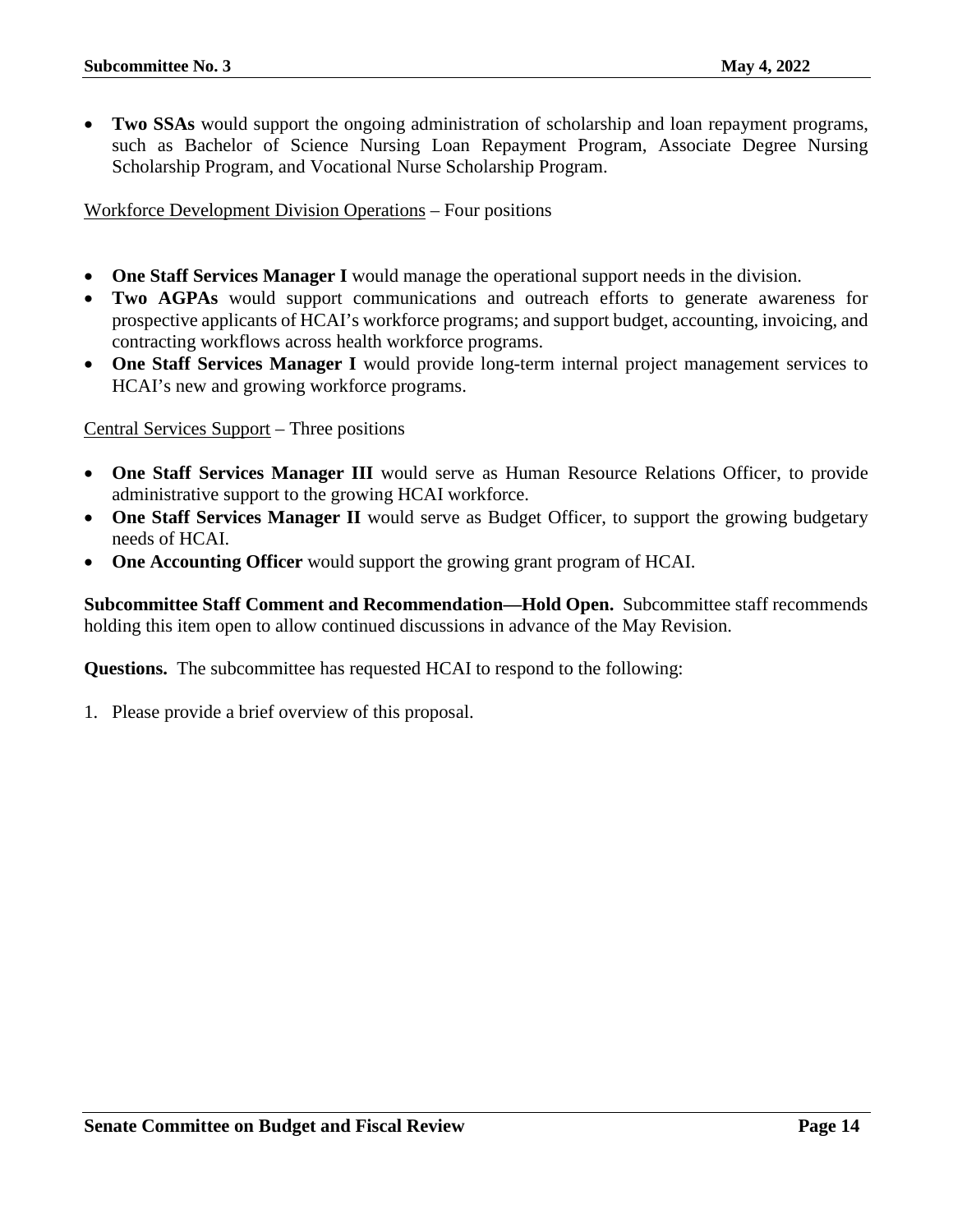- **Two SSAs** would support the ongoing administration of scholarship and loan repayment programs, such as Bachelor of Science Nursing Loan Repayment Program, Associate Degree Nursing Scholarship Program, and Vocational Nurse Scholarship Program.

<u>Workforce Development Division Operations</u> – Four positions

- **One Staff Services Manager I** would manage the operational support needs in the division.
- **Two AGPAs** would support communications and outreach efforts to generate awareness for prospective applicants of HCAI's workforce programs; and support budget, accounting, invoicing, and contracting workflows across health workforce programs.
- **One Staff Services Manager I** would provide long-term internal project management services to HCAI's new and growing workforce programs.

<u>Central Services Support</u> – Three positions

- **One Staff Services Manager III** would serve as Human Resource Relations Officer, to provide administrative support to the growing HCAI workforce.
- **One Staff Services Manager II** would serve as Budget Officer, to support the growing budgetary needs of HCAI.
- **One Accounting Officer** would support the growing grant program of HCAI.

**Subcommittee Staff Comment and Recommendation—Hold Open.** Subcommittee staff recommends holding this item open to allow continued discussions in advance of the May Revision.

**Questions.** The subcommittee has requested HCAI to respond to the following:

1. Please provide a brief overview of this proposal.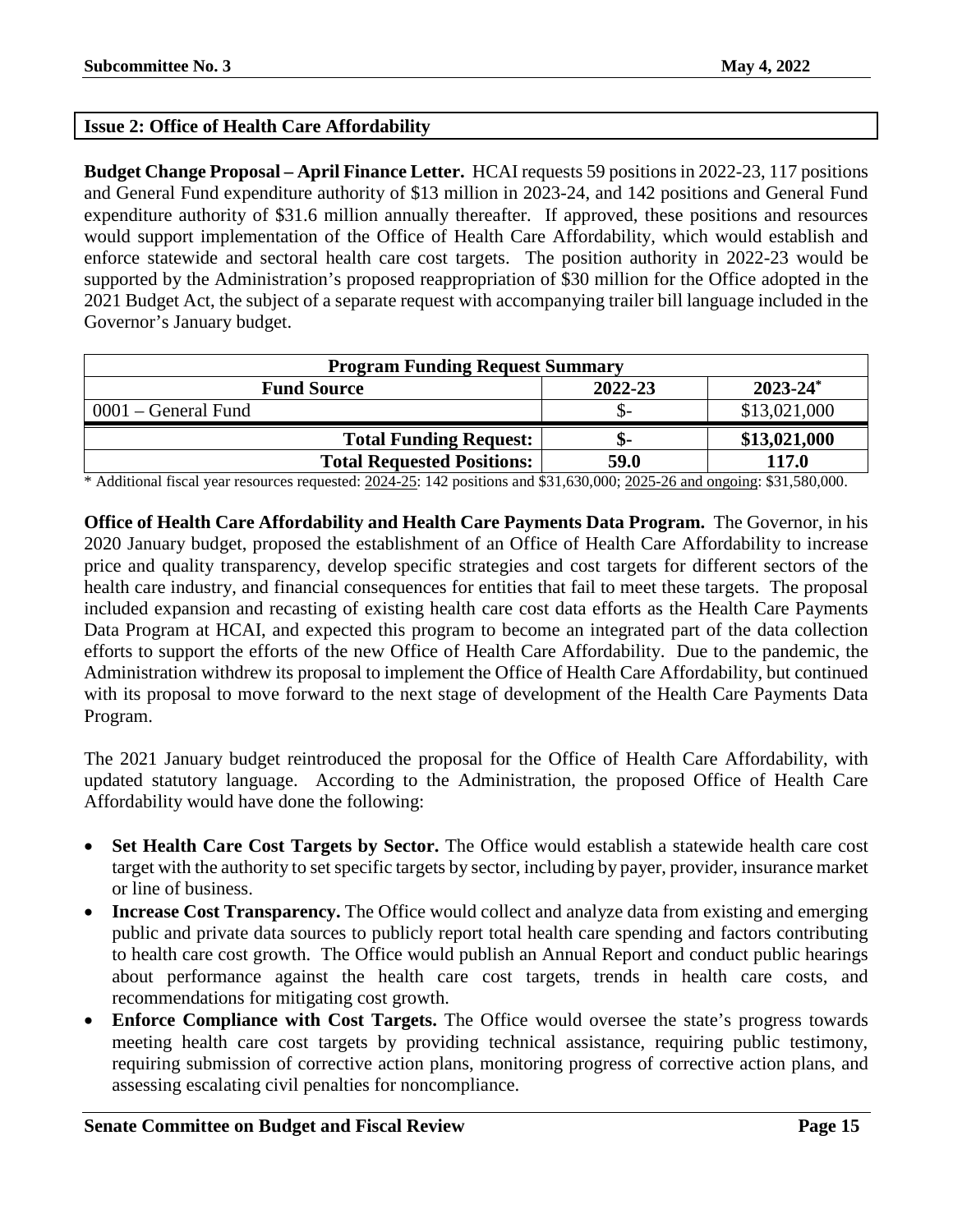## Issue 2: Office of Health Care Affordability

**Budget Change Proposal – April Finance Letter.** HCAI requests 59 positions in 2022-23, 117 positions and General Fund expenditure authority of $13 million in 2023-24, and 142 positions and General Fund expenditure authority of $31.6 million annually thereafter. If approved, these positions and resources would support implementation of the Office of Health Care Affordability, which would establish and enforce statewide and sectoral health care cost targets. The position authority in 2022-23 would be supported by the Administration's proposed reappropriation of $30 million for the Office adopted in the 2021 Budget Act, the subject of a separate request with accompanying trailer bill language included in the Governor's January budget.

| Program Funding Request Summary | | |
|---|---|---|
| **Fund Source** | **2022-23** | **2023-24*** |
| 0001 – General Fund | $- | $13,021,000 |
| **Total Funding Request:** | **$-** | **$13,021,000** |
| **Total Requested Positions:** | **59.0** | **117.0** |

* Additional fiscal year resources requested: 2024-25: 142 positions and $31,630,000; 2025-26 and ongoing: $31,580,000.

**Office of Health Care Affordability and Health Care Payments Data Program.** The Governor, in his 2020 January budget, proposed the establishment of an Office of Health Care Affordability to increase price and quality transparency, develop specific strategies and cost targets for different sectors of the health care industry, and financial consequences for entities that fail to meet these targets. The proposal included expansion and recasting of existing health care cost data efforts as the Health Care Payments Data Program at HCAI, and expected this program to become an integrated part of the data collection efforts to support the efforts of the new Office of Health Care Affordability. Due to the pandemic, the Administration withdrew its proposal to implement the Office of Health Care Affordability, but continued with its proposal to move forward to the next stage of development of the Health Care Payments Data Program.

The 2021 January budget reintroduced the proposal for the Office of Health Care Affordability, with updated statutory language. According to the Administration, the proposed Office of Health Care Affordability would have done the following:

- **Set Health Care Cost Targets by Sector.** The Office would establish a statewide health care cost target with the authority to set specific targets by sector, including by payer, provider, insurance market or line of business.
- **Increase Cost Transparency.** The Office would collect and analyze data from existing and emerging public and private data sources to publicly report total health care spending and factors contributing to health care cost growth. The Office would publish an Annual Report and conduct public hearings about performance against the health care cost targets, trends in health care costs, and recommendations for mitigating cost growth.
- **Enforce Compliance with Cost Targets.** The Office would oversee the state's progress towards meeting health care cost targets by providing technical assistance, requiring public testimony, requiring submission of corrective action plans, monitoring progress of corrective action plans, and assessing escalating civil penalties for noncompliance.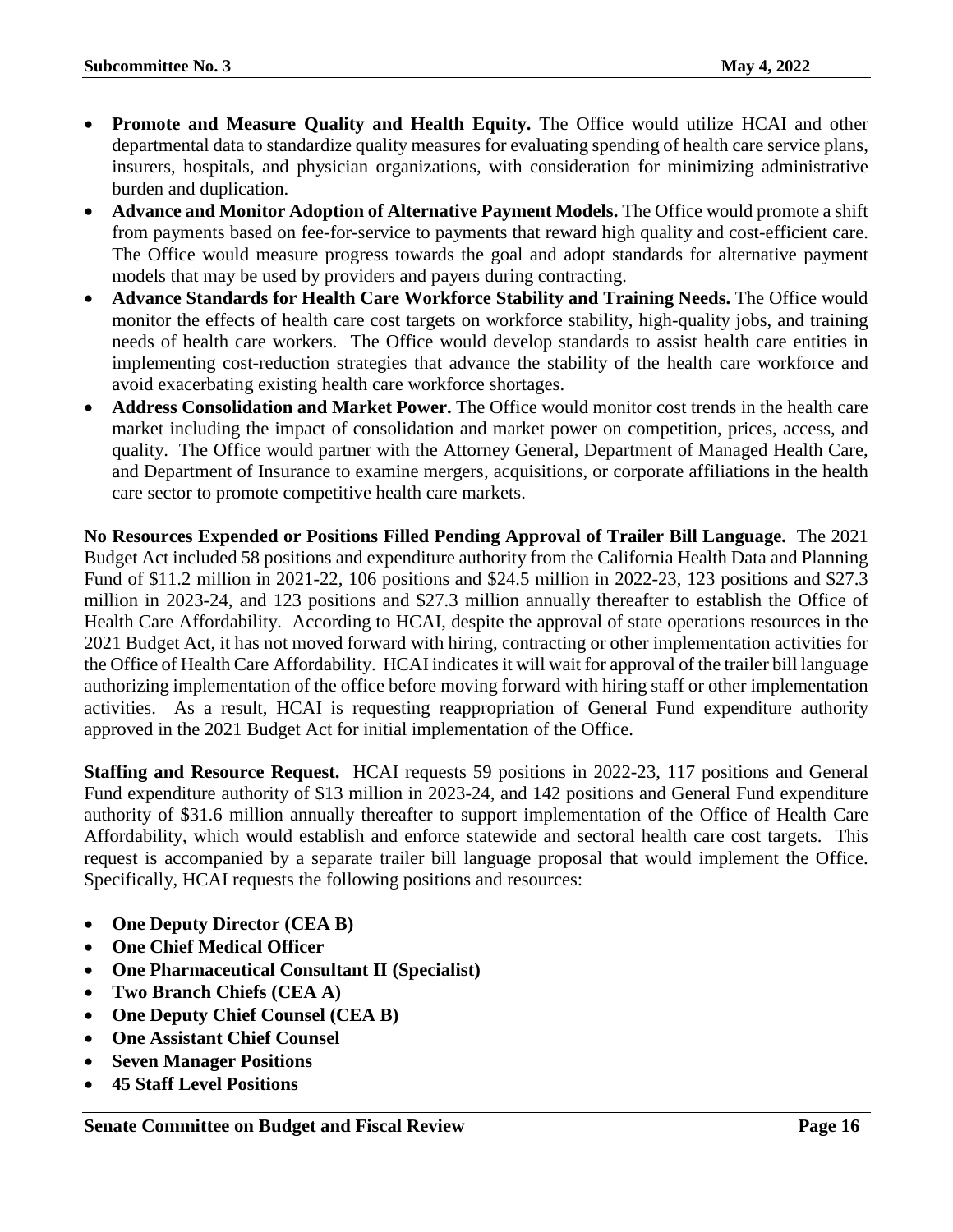- **Promote and Measure Quality and Health Equity.** The Office would utilize HCAI and other departmental data to standardize quality measures for evaluating spending of health care service plans, insurers, hospitals, and physician organizations, with consideration for minimizing administrative burden and duplication.
- **Advance and Monitor Adoption of Alternative Payment Models.** The Office would promote a shift from payments based on fee-for-service to payments that reward high quality and cost-efficient care. The Office would measure progress towards the goal and adopt standards for alternative payment models that may be used by providers and payers during contracting.
- **Advance Standards for Health Care Workforce Stability and Training Needs.** The Office would monitor the effects of health care cost targets on workforce stability, high-quality jobs, and training needs of health care workers. The Office would develop standards to assist health care entities in implementing cost-reduction strategies that advance the stability of the health care workforce and avoid exacerbating existing health care workforce shortages.
- **Address Consolidation and Market Power.** The Office would monitor cost trends in the health care market including the impact of consolidation and market power on competition, prices, access, and quality. The Office would partner with the Attorney General, Department of Managed Health Care, and Department of Insurance to examine mergers, acquisitions, or corporate affiliations in the health care sector to promote competitive health care markets.

**No Resources Expended or Positions Filled Pending Approval of Trailer Bill Language.** The 2021 Budget Act included 58 positions and expenditure authority from the California Health Data and Planning Fund of $11.2 million in 2021-22, 106 positions and $24.5 million in 2022-23, 123 positions and $27.3 million in 2023-24, and 123 positions and $27.3 million annually thereafter to establish the Office of Health Care Affordability. According to HCAI, despite the approval of state operations resources in the 2021 Budget Act, it has not moved forward with hiring, contracting or other implementation activities for the Office of Health Care Affordability. HCAI indicates it will wait for approval of the trailer bill language authorizing implementation of the office before moving forward with hiring staff or other implementation activities. As a result, HCAI is requesting reappropriation of General Fund expenditure authority approved in the 2021 Budget Act for initial implementation of the Office.

**Staffing and Resource Request.** HCAI requests 59 positions in 2022-23, 117 positions and General Fund expenditure authority of $13 million in 2023-24, and 142 positions and General Fund expenditure authority of $31.6 million annually thereafter to support implementation of the Office of Health Care Affordability, which would establish and enforce statewide and sectoral health care cost targets. This request is accompanied by a separate trailer bill language proposal that would implement the Office. Specifically, HCAI requests the following positions and resources:

- **One Deputy Director (CEA B)**
- **One Chief Medical Officer**
- **One Pharmaceutical Consultant II (Specialist)**
- **Two Branch Chiefs (CEA A)**
- **One Deputy Chief Counsel (CEA B)**
- **One Assistant Chief Counsel**
- **Seven Manager Positions**
- **45 Staff Level Positions**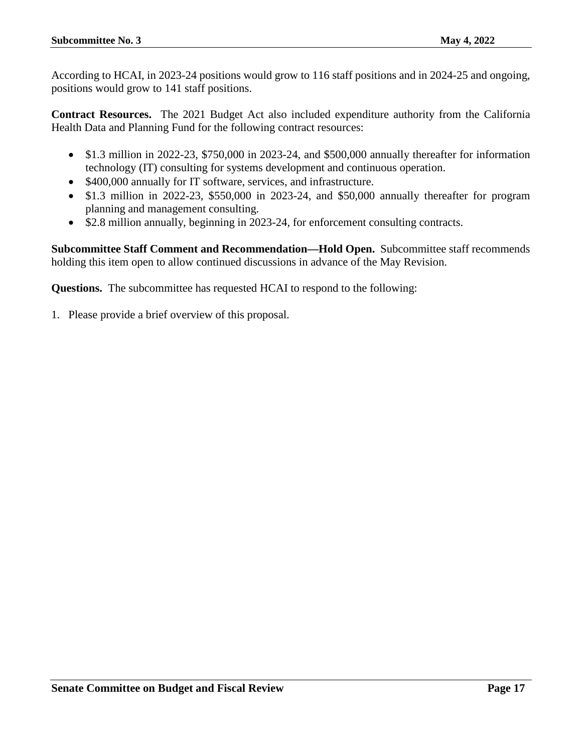According to HCAI, in 2023-24 positions would grow to 116 staff positions and in 2024-25 and ongoing, positions would grow to 141 staff positions.

**Contract Resources.** The 2021 Budget Act also included expenditure authority from the California Health Data and Planning Fund for the following contract resources:

- $1.3 million in 2022-23, $750,000 in 2023-24, and $500,000 annually thereafter for information technology (IT) consulting for systems development and continuous operation.
- $400,000 annually for IT software, services, and infrastructure.
- $1.3 million in 2022-23, $550,000 in 2023-24, and $50,000 annually thereafter for program planning and management consulting.
- $2.8 million annually, beginning in 2023-24, for enforcement consulting contracts.

**Subcommittee Staff Comment and Recommendation—Hold Open.** Subcommittee staff recommends holding this item open to allow continued discussions in advance of the May Revision.

**Questions.** The subcommittee has requested HCAI to respond to the following:

1. Please provide a brief overview of this proposal.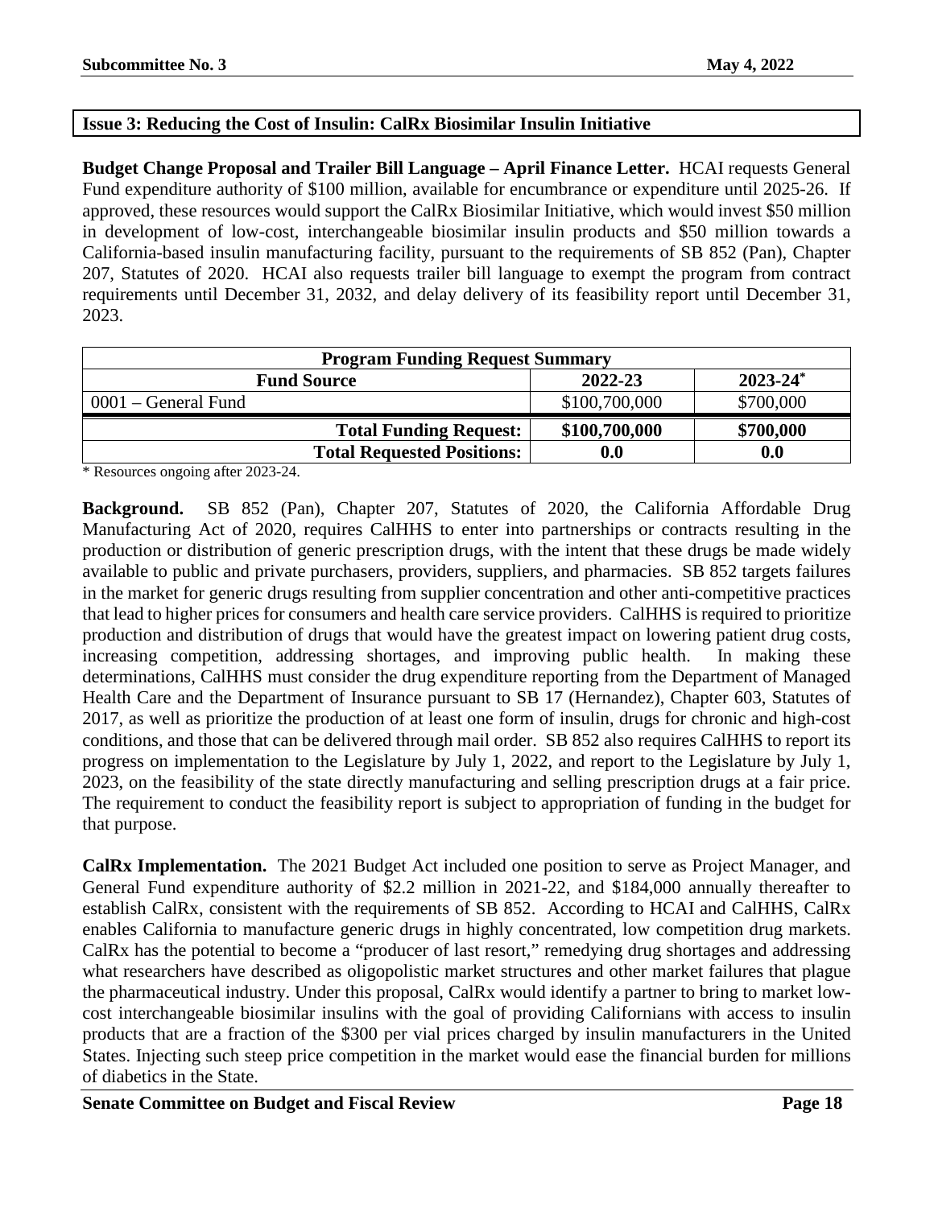### Issue 3: Reducing the Cost of Insulin: CalRx Biosimilar Insulin Initiative

**Budget Change Proposal and Trailer Bill Language – April Finance Letter.** HCAI requests General Fund expenditure authority of $100 million, available for encumbrance or expenditure until 2025-26. If approved, these resources would support the CalRx Biosimilar Initiative, which would invest $50 million in development of low-cost, interchangeable biosimilar insulin products and $50 million towards a California-based insulin manufacturing facility, pursuant to the requirements of SB 852 (Pan), Chapter 207, Statutes of 2020. HCAI also requests trailer bill language to exempt the program from contract requirements until December 31, 2032, and delay delivery of its feasibility report until December 31, 2023.

| Program Funding Request Summary | | |
|---|---|---|
| **Fund Source** | **2022-23** | **2023-24*** |
| 0001 – General Fund | $100,700,000 | $700,000 |
| **Total Funding Request:** | **$100,700,000** | **$700,000** |
| **Total Requested Positions:** | **0.0** | **0.0** |

\* Resources ongoing after 2023-24.

**Background.** SB 852 (Pan), Chapter 207, Statutes of 2020, the California Affordable Drug Manufacturing Act of 2020, requires CalHHS to enter into partnerships or contracts resulting in the production or distribution of generic prescription drugs, with the intent that these drugs be made widely available to public and private purchasers, providers, suppliers, and pharmacies. SB 852 targets failures in the market for generic drugs resulting from supplier concentration and other anti-competitive practices that lead to higher prices for consumers and health care service providers. CalHHS is required to prioritize production and distribution of drugs that would have the greatest impact on lowering patient drug costs, increasing competition, addressing shortages, and improving public health. In making these determinations, CalHHS must consider the drug expenditure reporting from the Department of Managed Health Care and the Department of Insurance pursuant to SB 17 (Hernandez), Chapter 603, Statutes of 2017, as well as prioritize the production of at least one form of insulin, drugs for chronic and high-cost conditions, and those that can be delivered through mail order. SB 852 also requires CalHHS to report its progress on implementation to the Legislature by July 1, 2022, and report to the Legislature by July 1, 2023, on the feasibility of the state directly manufacturing and selling prescription drugs at a fair price. The requirement to conduct the feasibility report is subject to appropriation of funding in the budget for that purpose.

**CalRx Implementation.** The 2021 Budget Act included one position to serve as Project Manager, and General Fund expenditure authority of $2.2 million in 2021-22, and $184,000 annually thereafter to establish CalRx, consistent with the requirements of SB 852. According to HCAI and CalHHS, CalRx enables California to manufacture generic drugs in highly concentrated, low competition drug markets. CalRx has the potential to become a "producer of last resort," remedying drug shortages and addressing what researchers have described as oligopolistic market structures and other market failures that plague the pharmaceutical industry. Under this proposal, CalRx would identify a partner to bring to market low-cost interchangeable biosimilar insulins with the goal of providing Californians with access to insulin products that are a fraction of the $300 per vial prices charged by insulin manufacturers in the United States. Injecting such steep price competition in the market would ease the financial burden for millions of diabetics in the State.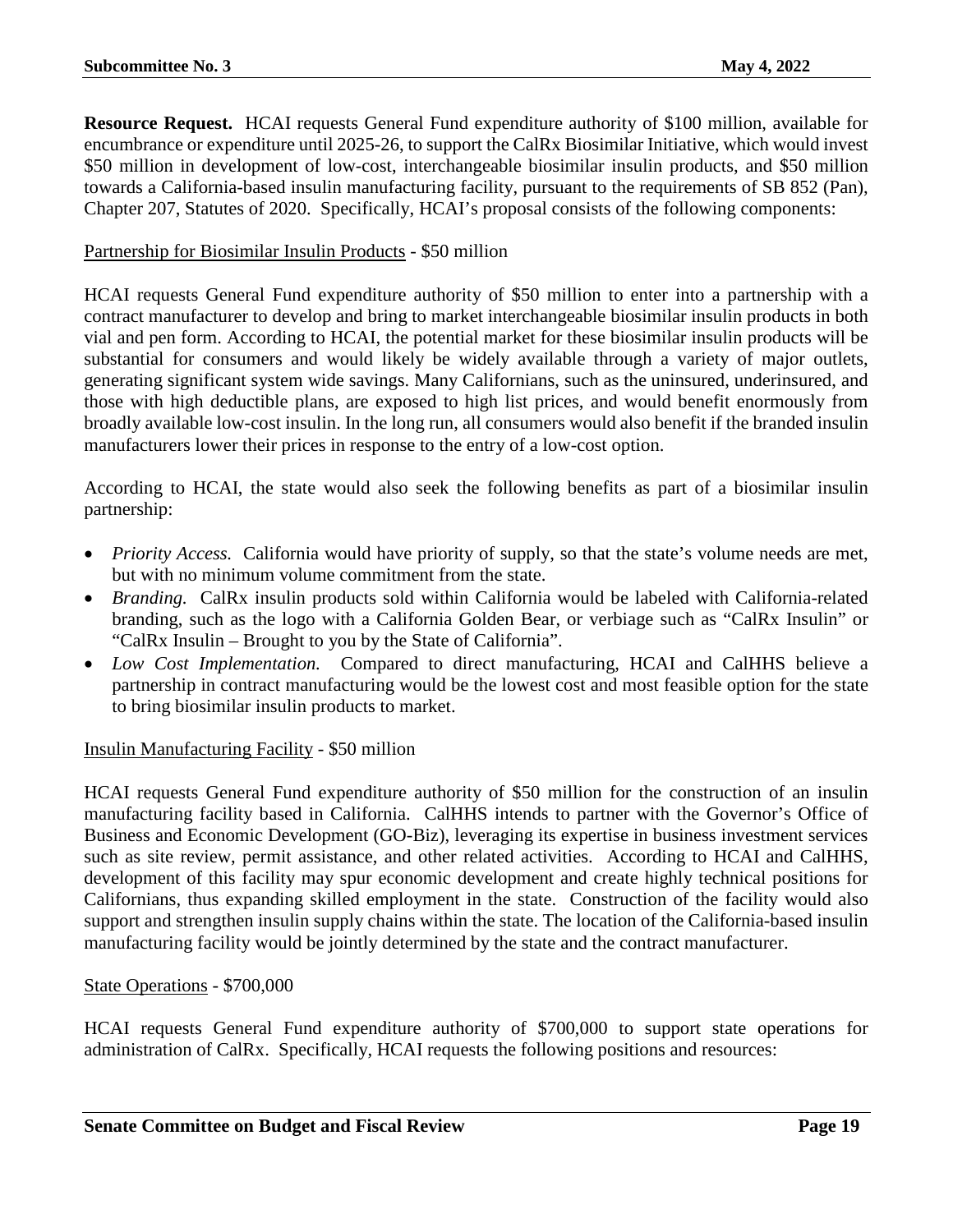**Resource Request.** HCAI requests General Fund expenditure authority of $100 million, available for encumbrance or expenditure until 2025-26, to support the CalRx Biosimilar Initiative, which would invest $50 million in development of low-cost, interchangeable biosimilar insulin products, and $50 million towards a California-based insulin manufacturing facility, pursuant to the requirements of SB 852 (Pan), Chapter 207, Statutes of 2020. Specifically, HCAI's proposal consists of the following components:

<u>Partnership for Biosimilar Insulin Products</u> - $50 million

HCAI requests General Fund expenditure authority of $50 million to enter into a partnership with a contract manufacturer to develop and bring to market interchangeable biosimilar insulin products in both vial and pen form. According to HCAI, the potential market for these biosimilar insulin products will be substantial for consumers and would likely be widely available through a variety of major outlets, generating significant system wide savings. Many Californians, such as the uninsured, underinsured, and those with high deductible plans, are exposed to high list prices, and would benefit enormously from broadly available low-cost insulin. In the long run, all consumers would also benefit if the branded insulin manufacturers lower their prices in response to the entry of a low-cost option.

According to HCAI, the state would also seek the following benefits as part of a biosimilar insulin partnership:

- *Priority Access.* California would have priority of supply, so that the state's volume needs are met, but with no minimum volume commitment from the state.
- *Branding.* CalRx insulin products sold within California would be labeled with California-related branding, such as the logo with a California Golden Bear, or verbiage such as "CalRx Insulin" or "CalRx Insulin – Brought to you by the State of California".
- *Low Cost Implementation.* Compared to direct manufacturing, HCAI and CalHHS believe a partnership in contract manufacturing would be the lowest cost and most feasible option for the state to bring biosimilar insulin products to market.

<u>Insulin Manufacturing Facility</u> - $50 million

HCAI requests General Fund expenditure authority of $50 million for the construction of an insulin manufacturing facility based in California. CalHHS intends to partner with the Governor's Office of Business and Economic Development (GO-Biz), leveraging its expertise in business investment services such as site review, permit assistance, and other related activities. According to HCAI and CalHHS, development of this facility may spur economic development and create highly technical positions for Californians, thus expanding skilled employment in the state. Construction of the facility would also support and strengthen insulin supply chains within the state. The location of the California-based insulin manufacturing facility would be jointly determined by the state and the contract manufacturer.

<u>State Operations</u> - $700,000

HCAI requests General Fund expenditure authority of $700,000 to support state operations for administration of CalRx. Specifically, HCAI requests the following positions and resources: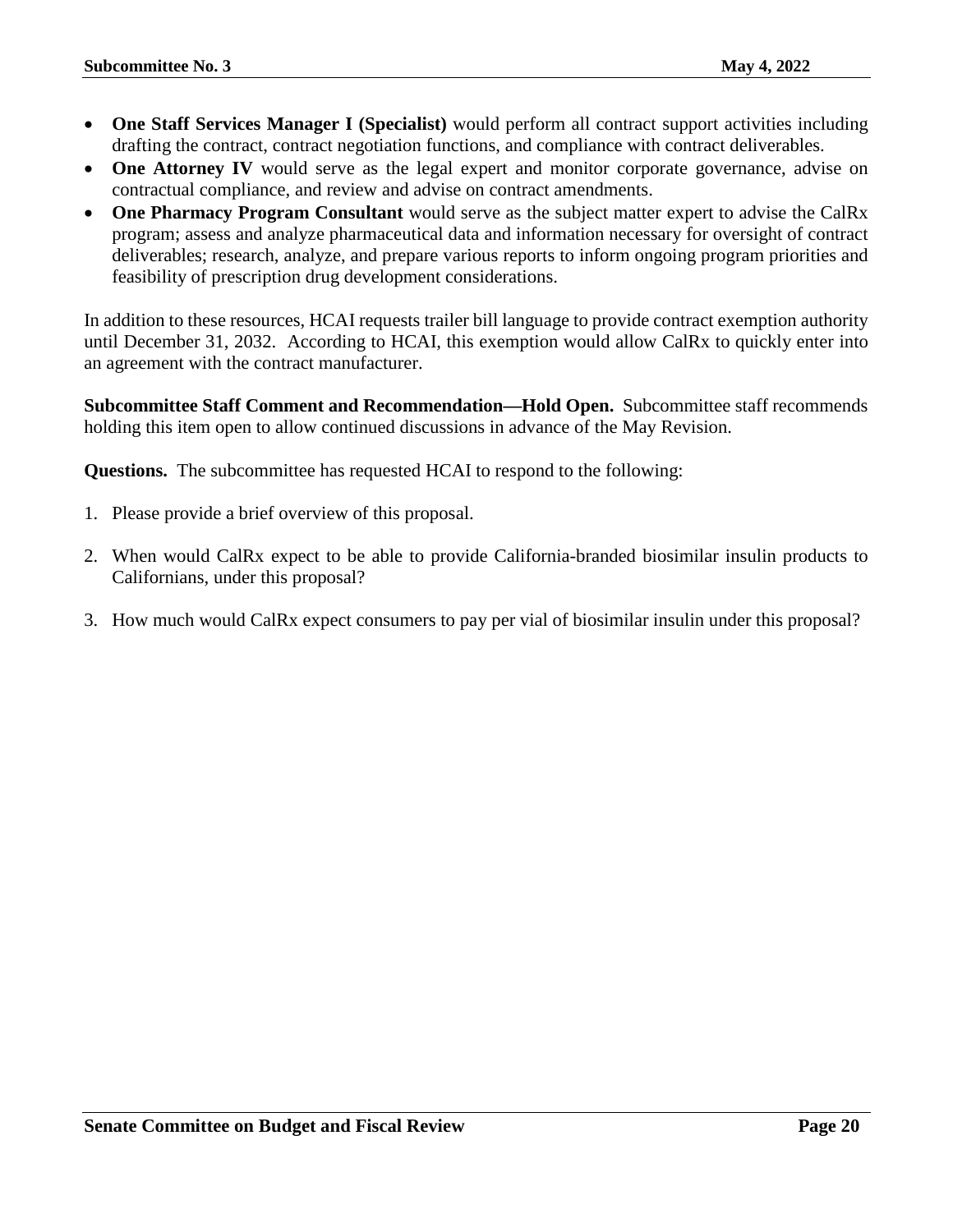- **One Staff Services Manager I (Specialist)** would perform all contract support activities including drafting the contract, contract negotiation functions, and compliance with contract deliverables.
- **One Attorney IV** would serve as the legal expert and monitor corporate governance, advise on contractual compliance, and review and advise on contract amendments.
- **One Pharmacy Program Consultant** would serve as the subject matter expert to advise the CalRx program; assess and analyze pharmaceutical data and information necessary for oversight of contract deliverables; research, analyze, and prepare various reports to inform ongoing program priorities and feasibility of prescription drug development considerations.

In addition to these resources, HCAI requests trailer bill language to provide contract exemption authority until December 31, 2032. According to HCAI, this exemption would allow CalRx to quickly enter into an agreement with the contract manufacturer.

**Subcommittee Staff Comment and Recommendation—Hold Open.** Subcommittee staff recommends holding this item open to allow continued discussions in advance of the May Revision.

**Questions.** The subcommittee has requested HCAI to respond to the following:

1. Please provide a brief overview of this proposal.

2. When would CalRx expect to be able to provide California-branded biosimilar insulin products to Californians, under this proposal?

3. How much would CalRx expect consumers to pay per vial of biosimilar insulin under this proposal?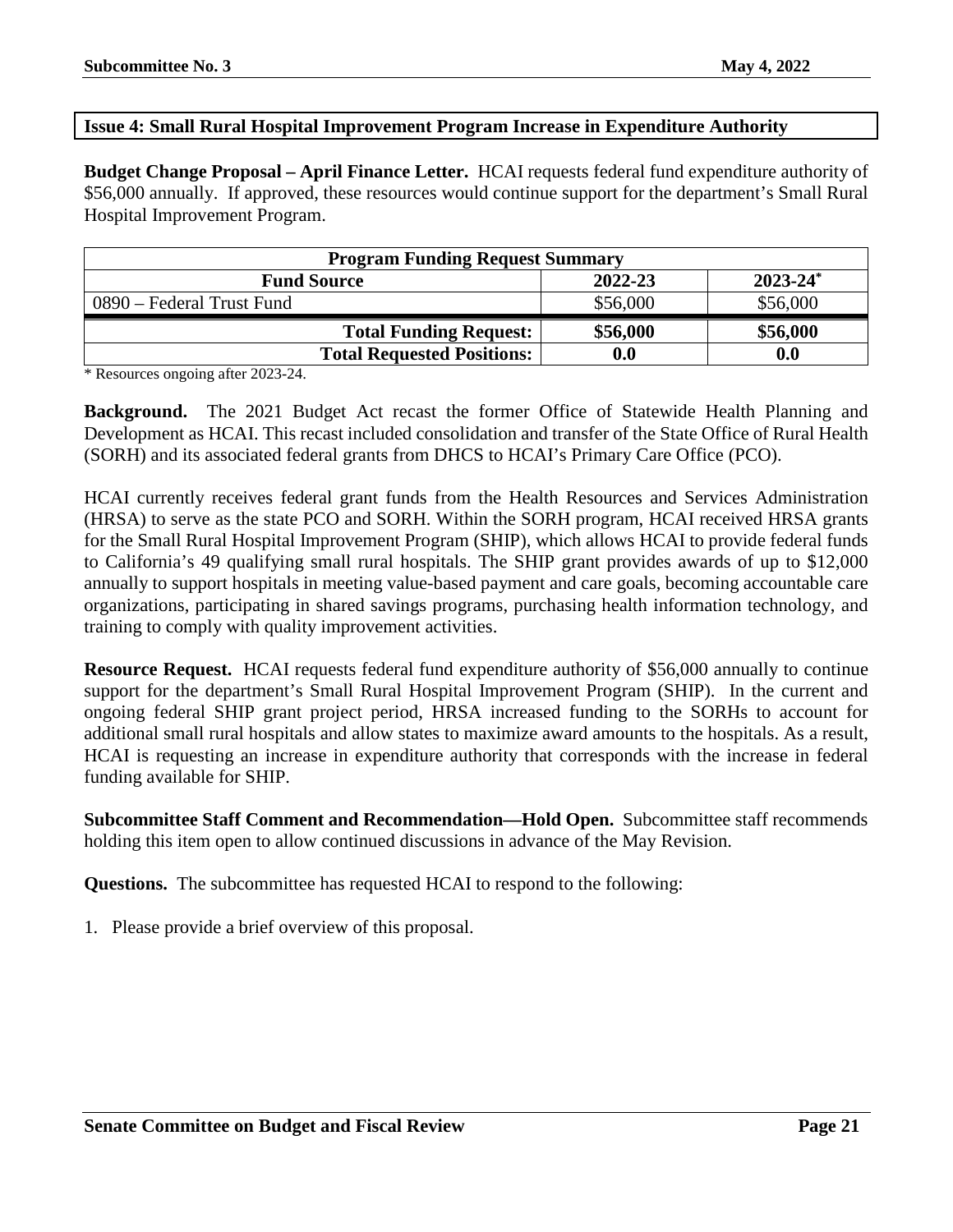### Issue 4: Small Rural Hospital Improvement Program Increase in Expenditure Authority

**Budget Change Proposal – April Finance Letter.** HCAI requests federal fund expenditure authority of \$56,000 annually. If approved, these resources would continue support for the department's Small Rural Hospital Improvement Program.

| Program Funding Request Summary | | |
|---|---|---|
| **Fund Source** | **2022-23** | **2023-24*** |
| 0890 – Federal Trust Fund | \$56,000 | \$56,000 |
| **Total Funding Request:** | **\$56,000** | **\$56,000** |
| **Total Requested Positions:** | **0.0** | **0.0** |

\* Resources ongoing after 2023-24.

**Background.** The 2021 Budget Act recast the former Office of Statewide Health Planning and Development as HCAI. This recast included consolidation and transfer of the State Office of Rural Health (SORH) and its associated federal grants from DHCS to HCAI's Primary Care Office (PCO).

HCAI currently receives federal grant funds from the Health Resources and Services Administration (HRSA) to serve as the state PCO and SORH. Within the SORH program, HCAI received HRSA grants for the Small Rural Hospital Improvement Program (SHIP), which allows HCAI to provide federal funds to California's 49 qualifying small rural hospitals. The SHIP grant provides awards of up to \$12,000 annually to support hospitals in meeting value-based payment and care goals, becoming accountable care organizations, participating in shared savings programs, purchasing health information technology, and training to comply with quality improvement activities.

**Resource Request.** HCAI requests federal fund expenditure authority of \$56,000 annually to continue support for the department's Small Rural Hospital Improvement Program (SHIP). In the current and ongoing federal SHIP grant project period, HRSA increased funding to the SORHs to account for additional small rural hospitals and allow states to maximize award amounts to the hospitals. As a result, HCAI is requesting an increase in expenditure authority that corresponds with the increase in federal funding available for SHIP.

**Subcommittee Staff Comment and Recommendation—Hold Open.** Subcommittee staff recommends holding this item open to allow continued discussions in advance of the May Revision.

**Questions.** The subcommittee has requested HCAI to respond to the following:

1. Please provide a brief overview of this proposal.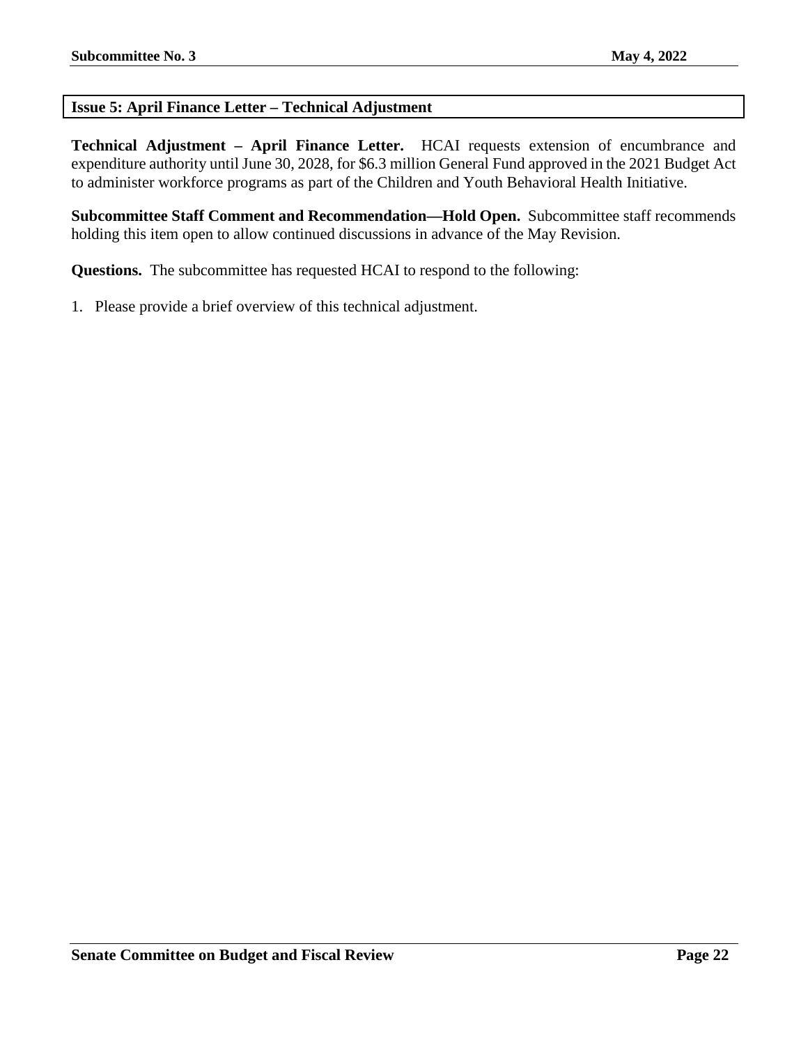## Issue 5: April Finance Letter – Technical Adjustment

**Technical Adjustment – April Finance Letter.** HCAI requests extension of encumbrance and expenditure authority until June 30, 2028, for $6.3 million General Fund approved in the 2021 Budget Act to administer workforce programs as part of the Children and Youth Behavioral Health Initiative.

**Subcommittee Staff Comment and Recommendation—Hold Open.** Subcommittee staff recommends holding this item open to allow continued discussions in advance of the May Revision.

**Questions.** The subcommittee has requested HCAI to respond to the following:

1. Please provide a brief overview of this technical adjustment.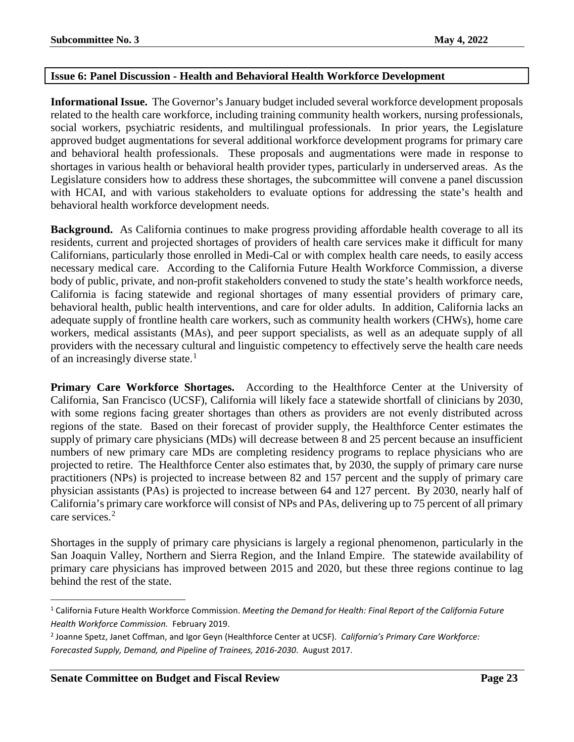## Issue 6: Panel Discussion - Health and Behavioral Health Workforce Development

**Informational Issue.** The Governor's January budget included several workforce development proposals related to the health care workforce, including training community health workers, nursing professionals, social workers, psychiatric residents, and multilingual professionals. In prior years, the Legislature approved budget augmentations for several additional workforce development programs for primary care and behavioral health professionals. These proposals and augmentations were made in response to shortages in various health or behavioral health provider types, particularly in underserved areas. As the Legislature considers how to address these shortages, the subcommittee will convene a panel discussion with HCAI, and with various stakeholders to evaluate options for addressing the state's health and behavioral health workforce development needs.

**Background.** As California continues to make progress providing affordable health coverage to all its residents, current and projected shortages of providers of health care services make it difficult for many Californians, particularly those enrolled in Medi-Cal or with complex health care needs, to easily access necessary medical care. According to the California Future Health Workforce Commission, a diverse body of public, private, and non-profit stakeholders convened to study the state's health workforce needs, California is facing statewide and regional shortages of many essential providers of primary care, behavioral health, public health interventions, and care for older adults. In addition, California lacks an adequate supply of frontline health care workers, such as community health workers (CHWs), home care workers, medical assistants (MAs), and peer support specialists, as well as an adequate supply of all providers with the necessary cultural and linguistic competency to effectively serve the health care needs of an increasingly diverse state.[1]

**Primary Care Workforce Shortages.** According to the Healthforce Center at the University of California, San Francisco (UCSF), California will likely face a statewide shortfall of clinicians by 2030, with some regions facing greater shortages than others as providers are not evenly distributed across regions of the state. Based on their forecast of provider supply, the Healthforce Center estimates the supply of primary care physicians (MDs) will decrease between 8 and 25 percent because an insufficient numbers of new primary care MDs are completing residency programs to replace physicians who are projected to retire. The Healthforce Center also estimates that, by 2030, the supply of primary care nurse practitioners (NPs) is projected to increase between 82 and 157 percent and the supply of primary care physician assistants (PAs) is projected to increase between 64 and 127 percent. By 2030, nearly half of California's primary care workforce will consist of NPs and PAs, delivering up to 75 percent of all primary care services.[2]

Shortages in the supply of primary care physicians is largely a regional phenomenon, particularly in the San Joaquin Valley, Northern and Sierra Region, and the Inland Empire. The statewide availability of primary care physicians has improved between 2015 and 2020, but these three regions continue to lag behind the rest of the state.

---

[1] California Future Health Workforce Commission. *Meeting the Demand for Health: Final Report of the California Future Health Workforce Commission.* February 2019.

[2] Joanne Spetz, Janet Coffman, and Igor Geyn (Healthforce Center at UCSF). *California's Primary Care Workforce: Forecasted Supply, Demand, and Pipeline of Trainees, 2016-2030*. August 2017.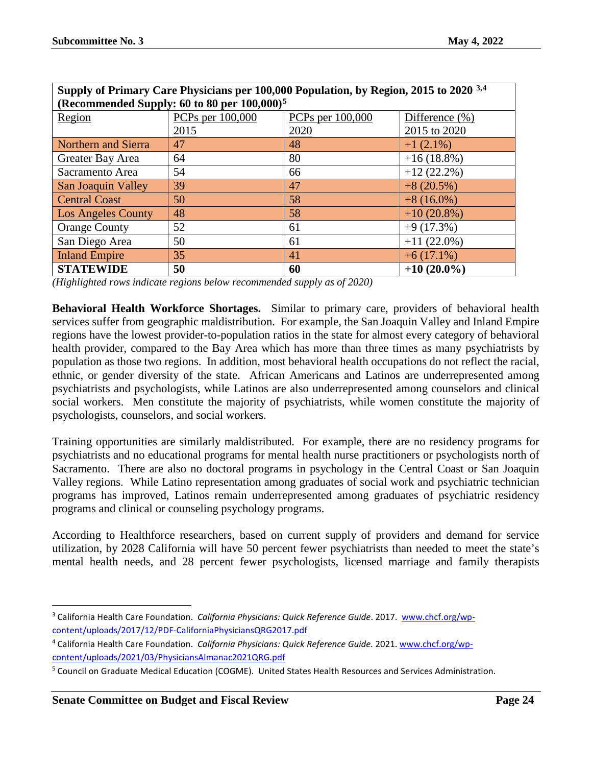| **Supply of Primary Care Physicians per 100,000 Population, by Region, 2015 to 2020 [3,4] (Recommended Supply: 60 to 80 per 100,000)[5]** | | | |
|---|---|---|---|
| Region | PCPs per 100,000 2015 | PCPs per 100,000 2020 | Difference (%) 2015 to 2020 |
| Northern and Sierra | 47 | 48 | +1 (2.1%) |
| Greater Bay Area | 64 | 80 | +16 (18.8%) |
| Sacramento Area | 54 | 66 | +12 (22.2%) |
| San Joaquin Valley | 39 | 47 | +8 (20.5%) |
| Central Coast | 50 | 58 | +8 (16.0%) |
| Los Angeles County | 48 | 58 | +10 (20.8%) |
| Orange County | 52 | 61 | +9 (17.3%) |
| San Diego Area | 50 | 61 | +11 (22.0%) |
| Inland Empire | 35 | 41 | +6 (17.1%) |
| **STATEWIDE** | **50** | **60** | **+10 (20.0%)** |

*(Highlighted rows indicate regions below recommended supply as of 2020)*

**Behavioral Health Workforce Shortages.** Similar to primary care, providers of behavioral health services suffer from geographic maldistribution. For example, the San Joaquin Valley and Inland Empire regions have the lowest provider-to-population ratios in the state for almost every category of behavioral health provider, compared to the Bay Area which has more than three times as many psychiatrists by population as those two regions. In addition, most behavioral health occupations do not reflect the racial, ethnic, or gender diversity of the state. African Americans and Latinos are underrepresented among psychiatrists and psychologists, while Latinos are also underrepresented among counselors and clinical social workers. Men constitute the majority of psychiatrists, while women constitute the majority of psychologists, counselors, and social workers.

Training opportunities are similarly maldistributed. For example, there are no residency programs for psychiatrists and no educational programs for mental health nurse practitioners or psychologists north of Sacramento. There are also no doctoral programs in psychology in the Central Coast or San Joaquin Valley regions. While Latino representation among graduates of social work and psychiatric technician programs has improved, Latinos remain underrepresented among graduates of psychiatric residency programs and clinical or counseling psychology programs.

According to Healthforce researchers, based on current supply of providers and demand for service utilization, by 2028 California will have 50 percent fewer psychiatrists than needed to meet the state's mental health needs, and 28 percent fewer psychologists, licensed marriage and family therapists

---

[3] California Health Care Foundation. *California Physicians: Quick Reference Guide*. 2017. www.chcf.org/wp-content/uploads/2017/12/PDF-CaliforniaPhysiciansQRG2017.pdf

[4] California Health Care Foundation. *California Physicians: Quick Reference Guide.* 2021. www.chcf.org/wp-content/uploads/2021/03/PhysiciansAlmanac2021QRG.pdf

[5] Council on Graduate Medical Education (COGME). United States Health Resources and Services Administration.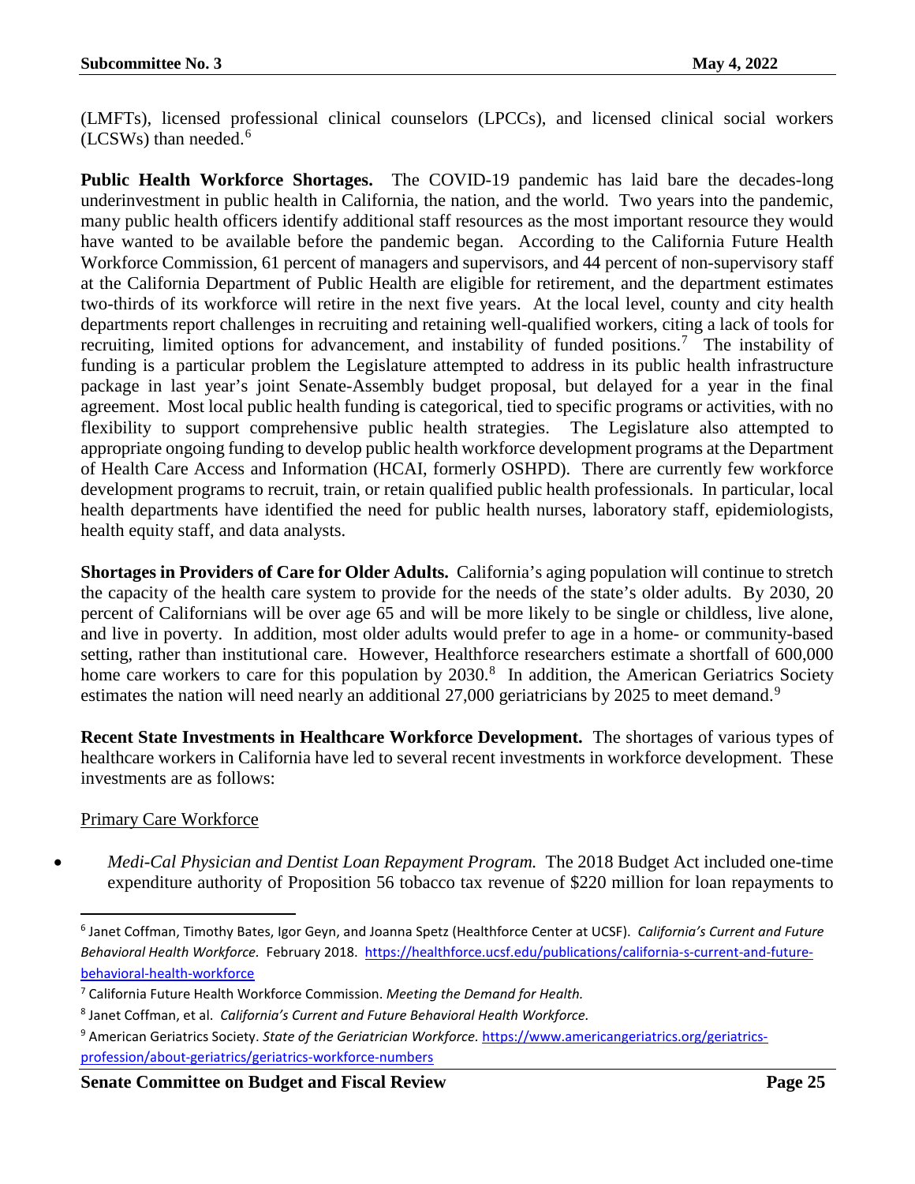(LMFTs), licensed professional clinical counselors (LPCCs), and licensed clinical social workers (LCSWs) than needed.[6]

**Public Health Workforce Shortages.** The COVID-19 pandemic has laid bare the decades-long underinvestment in public health in California, the nation, and the world. Two years into the pandemic, many public health officers identify additional staff resources as the most important resource they would have wanted to be available before the pandemic began. According to the California Future Health Workforce Commission, 61 percent of managers and supervisors, and 44 percent of non-supervisory staff at the California Department of Public Health are eligible for retirement, and the department estimates two-thirds of its workforce will retire in the next five years. At the local level, county and city health departments report challenges in recruiting and retaining well-qualified workers, citing a lack of tools for recruiting, limited options for advancement, and instability of funded positions.[7] The instability of funding is a particular problem the Legislature attempted to address in its public health infrastructure package in last year's joint Senate-Assembly budget proposal, but delayed for a year in the final agreement. Most local public health funding is categorical, tied to specific programs or activities, with no flexibility to support comprehensive public health strategies. The Legislature also attempted to appropriate ongoing funding to develop public health workforce development programs at the Department of Health Care Access and Information (HCAI, formerly OSHPD). There are currently few workforce development programs to recruit, train, or retain qualified public health professionals. In particular, local health departments have identified the need for public health nurses, laboratory staff, epidemiologists, health equity staff, and data analysts.

**Shortages in Providers of Care for Older Adults.** California's aging population will continue to stretch the capacity of the health care system to provide for the needs of the state's older adults. By 2030, 20 percent of Californians will be over age 65 and will be more likely to be single or childless, live alone, and live in poverty. In addition, most older adults would prefer to age in a home- or community-based setting, rather than institutional care. However, Healthforce researchers estimate a shortfall of 600,000 home care workers to care for this population by 2030.[8] In addition, the American Geriatrics Society estimates the nation will need nearly an additional 27,000 geriatricians by 2025 to meet demand.[9]

**Recent State Investments in Healthcare Workforce Development.** The shortages of various types of healthcare workers in California have led to several recent investments in workforce development. These investments are as follows:

<u>Primary Care Workforce</u>

- *Medi-Cal Physician and Dentist Loan Repayment Program.* The 2018 Budget Act included one-time expenditure authority of Proposition 56 tobacco tax revenue of $220 million for loan repayments to

---

[6] Janet Coffman, Timothy Bates, Igor Geyn, and Joanna Spetz (Healthforce Center at UCSF). *California's Current and Future Behavioral Health Workforce.* February 2018. https://healthforce.ucsf.edu/publications/california-s-current-and-future-behavioral-health-workforce

[7] California Future Health Workforce Commission. *Meeting the Demand for Health.*

[8] Janet Coffman, et al. *California's Current and Future Behavioral Health Workforce.*

[9] American Geriatrics Society. *State of the Geriatrician Workforce.* https://www.americangeriatrics.org/geriatrics-profession/about-geriatrics/geriatrics-workforce-numbers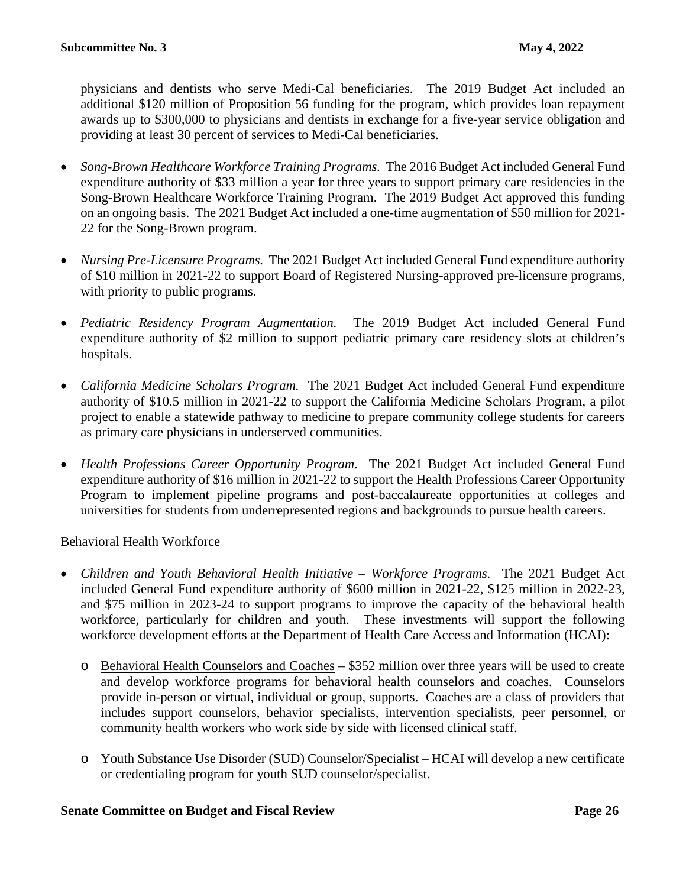physicians and dentists who serve Medi-Cal beneficiaries. The 2019 Budget Act included an additional $120 million of Proposition 56 funding for the program, which provides loan repayment awards up to $300,000 to physicians and dentists in exchange for a five-year service obligation and providing at least 30 percent of services to Medi-Cal beneficiaries.

- *Song-Brown Healthcare Workforce Training Programs.* The 2016 Budget Act included General Fund expenditure authority of $33 million a year for three years to support primary care residencies in the Song-Brown Healthcare Workforce Training Program. The 2019 Budget Act approved this funding on an ongoing basis. The 2021 Budget Act included a one-time augmentation of $50 million for 2021-22 for the Song-Brown program.

- *Nursing Pre-Licensure Programs.* The 2021 Budget Act included General Fund expenditure authority of $10 million in 2021-22 to support Board of Registered Nursing-approved pre-licensure programs, with priority to public programs.

- *Pediatric Residency Program Augmentation.* The 2019 Budget Act included General Fund expenditure authority of $2 million to support pediatric primary care residency slots at children's hospitals.

- *California Medicine Scholars Program.* The 2021 Budget Act included General Fund expenditure authority of $10.5 million in 2021-22 to support the California Medicine Scholars Program, a pilot project to enable a statewide pathway to medicine to prepare community college students for careers as primary care physicians in underserved communities.

- *Health Professions Career Opportunity Program.* The 2021 Budget Act included General Fund expenditure authority of $16 million in 2021-22 to support the Health Professions Career Opportunity Program to implement pipeline programs and post-baccalaureate opportunities at colleges and universities for students from underrepresented regions and backgrounds to pursue health careers.

Behavioral Health Workforce

- *Children and Youth Behavioral Health Initiative – Workforce Programs.* The 2021 Budget Act included General Fund expenditure authority of $600 million in 2021-22, $125 million in 2022-23, and $75 million in 2023-24 to support programs to improve the capacity of the behavioral health workforce, particularly for children and youth. These investments will support the following workforce development efforts at the Department of Health Care Access and Information (HCAI):
  - Behavioral Health Counselors and Coaches – $352 million over three years will be used to create and develop workforce programs for behavioral health counselors and coaches. Counselors provide in-person or virtual, individual or group, supports. Coaches are a class of providers that includes support counselors, behavior specialists, intervention specialists, peer personnel, or community health workers who work side by side with licensed clinical staff.
  - Youth Substance Use Disorder (SUD) Counselor/Specialist – HCAI will develop a new certificate or credentialing program for youth SUD counselor/specialist.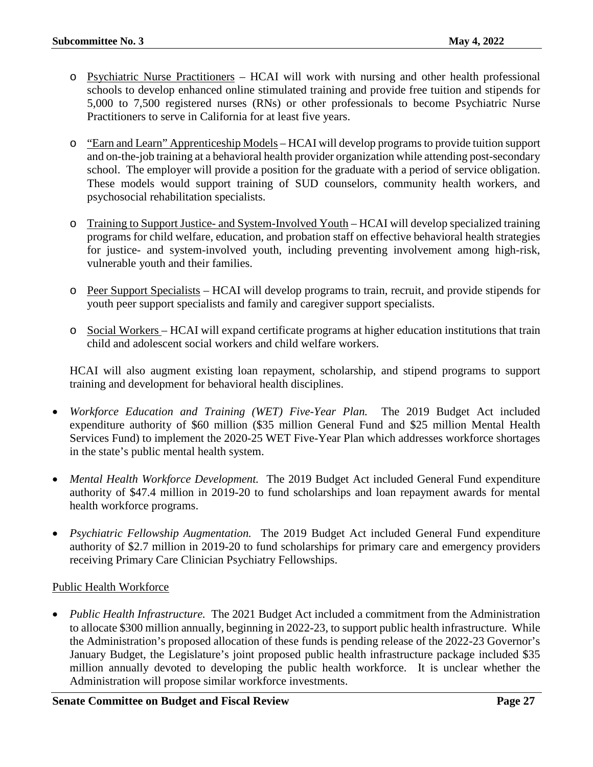- <u>Psychiatric Nurse Practitioners</u> – HCAI will work with nursing and other health professional schools to develop enhanced online stimulated training and provide free tuition and stipends for 5,000 to 7,500 registered nurses (RNs) or other professionals to become Psychiatric Nurse Practitioners to serve in California for at least five years.

- <u>"Earn and Learn" Apprenticeship Models</u> – HCAI will develop programs to provide tuition support and on-the-job training at a behavioral health provider organization while attending post-secondary school. The employer will provide a position for the graduate with a period of service obligation. These models would support training of SUD counselors, community health workers, and psychosocial rehabilitation specialists.

- <u>Training to Support Justice- and System-Involved Youth</u> – HCAI will develop specialized training programs for child welfare, education, and probation staff on effective behavioral health strategies for justice- and system-involved youth, including preventing involvement among high-risk, vulnerable youth and their families.

- <u>Peer Support Specialists</u> – HCAI will develop programs to train, recruit, and provide stipends for youth peer support specialists and family and caregiver support specialists.

- <u>Social Workers</u> – HCAI will expand certificate programs at higher education institutions that train child and adolescent social workers and child welfare workers.

HCAI will also augment existing loan repayment, scholarship, and stipend programs to support training and development for behavioral health disciplines.

- *Workforce Education and Training (WET) Five-Year Plan.* The 2019 Budget Act included expenditure authority of $60 million ($35 million General Fund and $25 million Mental Health Services Fund) to implement the 2020-25 WET Five-Year Plan which addresses workforce shortages in the state's public mental health system.

- *Mental Health Workforce Development.* The 2019 Budget Act included General Fund expenditure authority of $47.4 million in 2019-20 to fund scholarships and loan repayment awards for mental health workforce programs.

- *Psychiatric Fellowship Augmentation.* The 2019 Budget Act included General Fund expenditure authority of $2.7 million in 2019-20 to fund scholarships for primary care and emergency providers receiving Primary Care Clinician Psychiatry Fellowships.

<u>Public Health Workforce</u>

- *Public Health Infrastructure.* The 2021 Budget Act included a commitment from the Administration to allocate $300 million annually, beginning in 2022-23, to support public health infrastructure. While the Administration's proposed allocation of these funds is pending release of the 2022-23 Governor's January Budget, the Legislature's joint proposed public health infrastructure package included $35 million annually devoted to developing the public health workforce. It is unclear whether the Administration will propose similar workforce investments.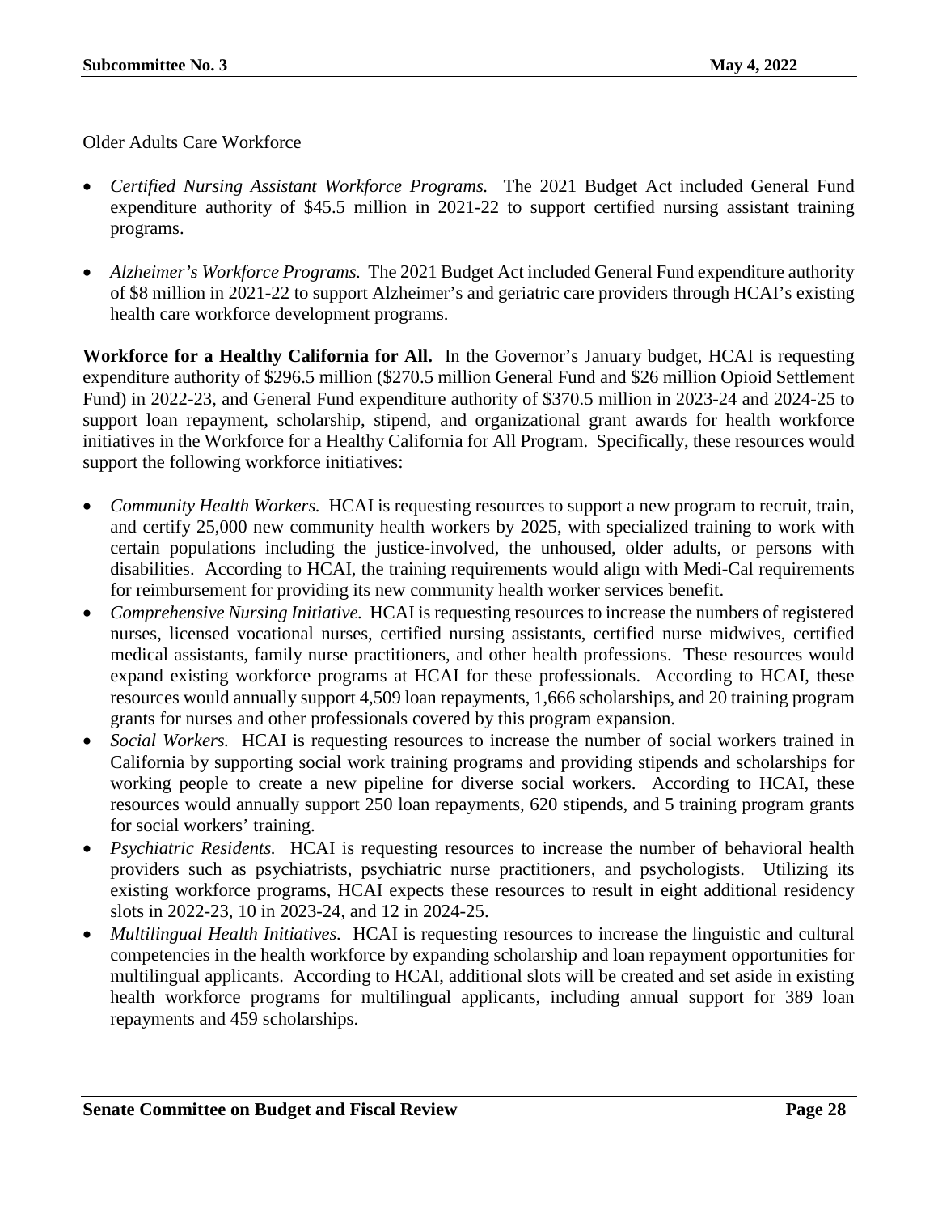<u>Older Adults Care Workforce</u>

- *Certified Nursing Assistant Workforce Programs.* The 2021 Budget Act included General Fund expenditure authority of $45.5 million in 2021-22 to support certified nursing assistant training programs.

- *Alzheimer's Workforce Programs.* The 2021 Budget Act included General Fund expenditure authority of $8 million in 2021-22 to support Alzheimer's and geriatric care providers through HCAI's existing health care workforce development programs.

**Workforce for a Healthy California for All.** In the Governor's January budget, HCAI is requesting expenditure authority of $296.5 million ($270.5 million General Fund and $26 million Opioid Settlement Fund) in 2022-23, and General Fund expenditure authority of $370.5 million in 2023-24 and 2024-25 to support loan repayment, scholarship, stipend, and organizational grant awards for health workforce initiatives in the Workforce for a Healthy California for All Program. Specifically, these resources would support the following workforce initiatives:

- *Community Health Workers.* HCAI is requesting resources to support a new program to recruit, train, and certify 25,000 new community health workers by 2025, with specialized training to work with certain populations including the justice-involved, the unhoused, older adults, or persons with disabilities. According to HCAI, the training requirements would align with Medi-Cal requirements for reimbursement for providing its new community health worker services benefit.
- *Comprehensive Nursing Initiative.* HCAI is requesting resources to increase the numbers of registered nurses, licensed vocational nurses, certified nursing assistants, certified nurse midwives, certified medical assistants, family nurse practitioners, and other health professions. These resources would expand existing workforce programs at HCAI for these professionals. According to HCAI, these resources would annually support 4,509 loan repayments, 1,666 scholarships, and 20 training program grants for nurses and other professionals covered by this program expansion.
- *Social Workers.* HCAI is requesting resources to increase the number of social workers trained in California by supporting social work training programs and providing stipends and scholarships for working people to create a new pipeline for diverse social workers. According to HCAI, these resources would annually support 250 loan repayments, 620 stipends, and 5 training program grants for social workers' training.
- *Psychiatric Residents.* HCAI is requesting resources to increase the number of behavioral health providers such as psychiatrists, psychiatric nurse practitioners, and psychologists. Utilizing its existing workforce programs, HCAI expects these resources to result in eight additional residency slots in 2022-23, 10 in 2023-24, and 12 in 2024-25.
- *Multilingual Health Initiatives.* HCAI is requesting resources to increase the linguistic and cultural competencies in the health workforce by expanding scholarship and loan repayment opportunities for multilingual applicants. According to HCAI, additional slots will be created and set aside in existing health workforce programs for multilingual applicants, including annual support for 389 loan repayments and 459 scholarships.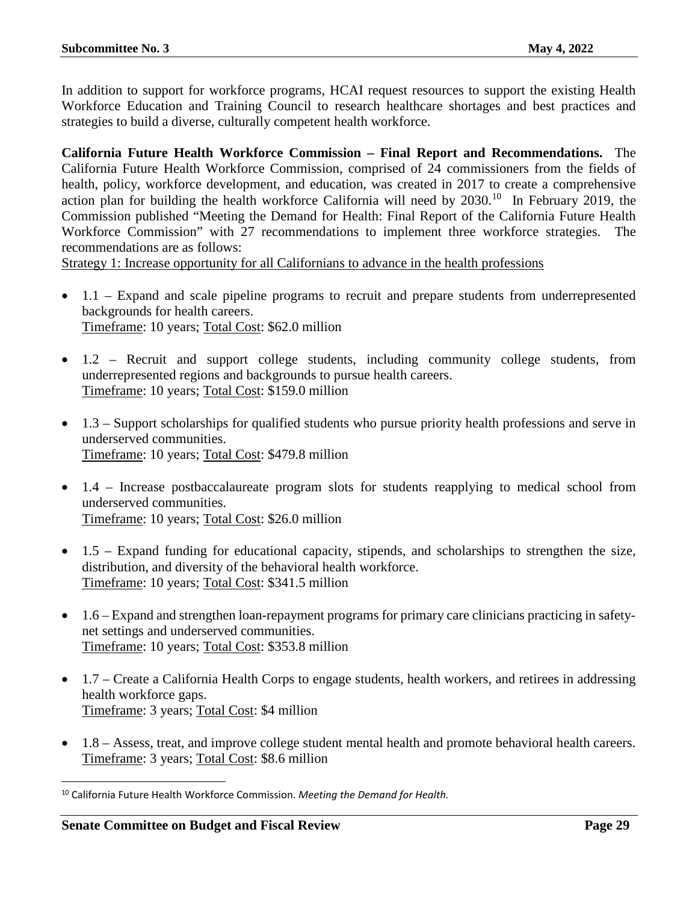In addition to support for workforce programs, HCAI request resources to support the existing Health Workforce Education and Training Council to research healthcare shortages and best practices and strategies to build a diverse, culturally competent health workforce.

**California Future Health Workforce Commission – Final Report and Recommendations.** The California Future Health Workforce Commission, comprised of 24 commissioners from the fields of health, policy, workforce development, and education, was created in 2017 to create a comprehensive action plan for building the health workforce California will need by 2030.[10] In February 2019, the Commission published "Meeting the Demand for Health: Final Report of the California Future Health Workforce Commission" with 27 recommendations to implement three workforce strategies. The recommendations are as follows:

<u>Strategy 1: Increase opportunity for all Californians to advance in the health professions</u>

- 1.1 – Expand and scale pipeline programs to recruit and prepare students from underrepresented backgrounds for health careers.
  <u>Timeframe</u>: 10 years; <u>Total Cost</u>: $62.0 million

- 1.2 – Recruit and support college students, including community college students, from underrepresented regions and backgrounds to pursue health careers.
  <u>Timeframe</u>: 10 years; <u>Total Cost</u>: $159.0 million

- 1.3 – Support scholarships for qualified students who pursue priority health professions and serve in underserved communities.
  <u>Timeframe</u>: 10 years; <u>Total Cost</u>: $479.8 million

- 1.4 – Increase postbaccalaureate program slots for students reapplying to medical school from underserved communities.
  <u>Timeframe</u>: 10 years; <u>Total Cost</u>: $26.0 million

- 1.5 – Expand funding for educational capacity, stipends, and scholarships to strengthen the size, distribution, and diversity of the behavioral health workforce.
  <u>Timeframe</u>: 10 years; <u>Total Cost</u>: $341.5 million

- 1.6 – Expand and strengthen loan-repayment programs for primary care clinicians practicing in safety-net settings and underserved communities.
  <u>Timeframe</u>: 10 years; <u>Total Cost</u>: $353.8 million

- 1.7 – Create a California Health Corps to engage students, health workers, and retirees in addressing health workforce gaps.
  <u>Timeframe</u>: 3 years; <u>Total Cost</u>: $4 million

- 1.8 – Assess, treat, and improve college student mental health and promote behavioral health careers.
  <u>Timeframe</u>: 3 years; <u>Total Cost</u>: $8.6 million

[10] California Future Health Workforce Commission. *Meeting the Demand for Health.*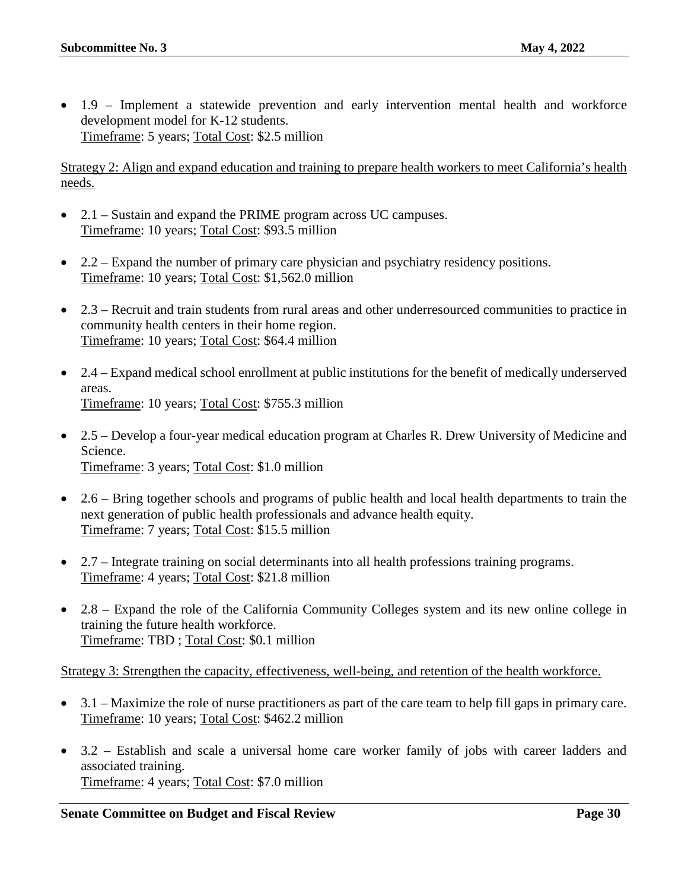- 1.9 – Implement a statewide prevention and early intervention mental health and workforce development model for K-12 students.
  Timeframe: 5 years; Total Cost: $2.5 million

Strategy 2: Align and expand education and training to prepare health workers to meet California's health needs.

- 2.1 – Sustain and expand the PRIME program across UC campuses.
  Timeframe: 10 years; Total Cost: $93.5 million

- 2.2 – Expand the number of primary care physician and psychiatry residency positions.
  Timeframe: 10 years; Total Cost: $1,562.0 million

- 2.3 – Recruit and train students from rural areas and other underresourced communities to practice in community health centers in their home region.
  Timeframe: 10 years; Total Cost: $64.4 million

- 2.4 – Expand medical school enrollment at public institutions for the benefit of medically underserved areas.
  Timeframe: 10 years; Total Cost: $755.3 million

- 2.5 – Develop a four-year medical education program at Charles R. Drew University of Medicine and Science.
  Timeframe: 3 years; Total Cost: $1.0 million

- 2.6 – Bring together schools and programs of public health and local health departments to train the next generation of public health professionals and advance health equity.
  Timeframe: 7 years; Total Cost: $15.5 million

- 2.7 – Integrate training on social determinants into all health professions training programs.
  Timeframe: 4 years; Total Cost: $21.8 million

- 2.8 – Expand the role of the California Community Colleges system and its new online college in training the future health workforce.
  Timeframe: TBD ; Total Cost: $0.1 million

Strategy 3: Strengthen the capacity, effectiveness, well-being, and retention of the health workforce.

- 3.1 – Maximize the role of nurse practitioners as part of the care team to help fill gaps in primary care.
  Timeframe: 10 years; Total Cost: $462.2 million

- 3.2 – Establish and scale a universal home care worker family of jobs with career ladders and associated training.
  Timeframe: 4 years; Total Cost: $7.0 million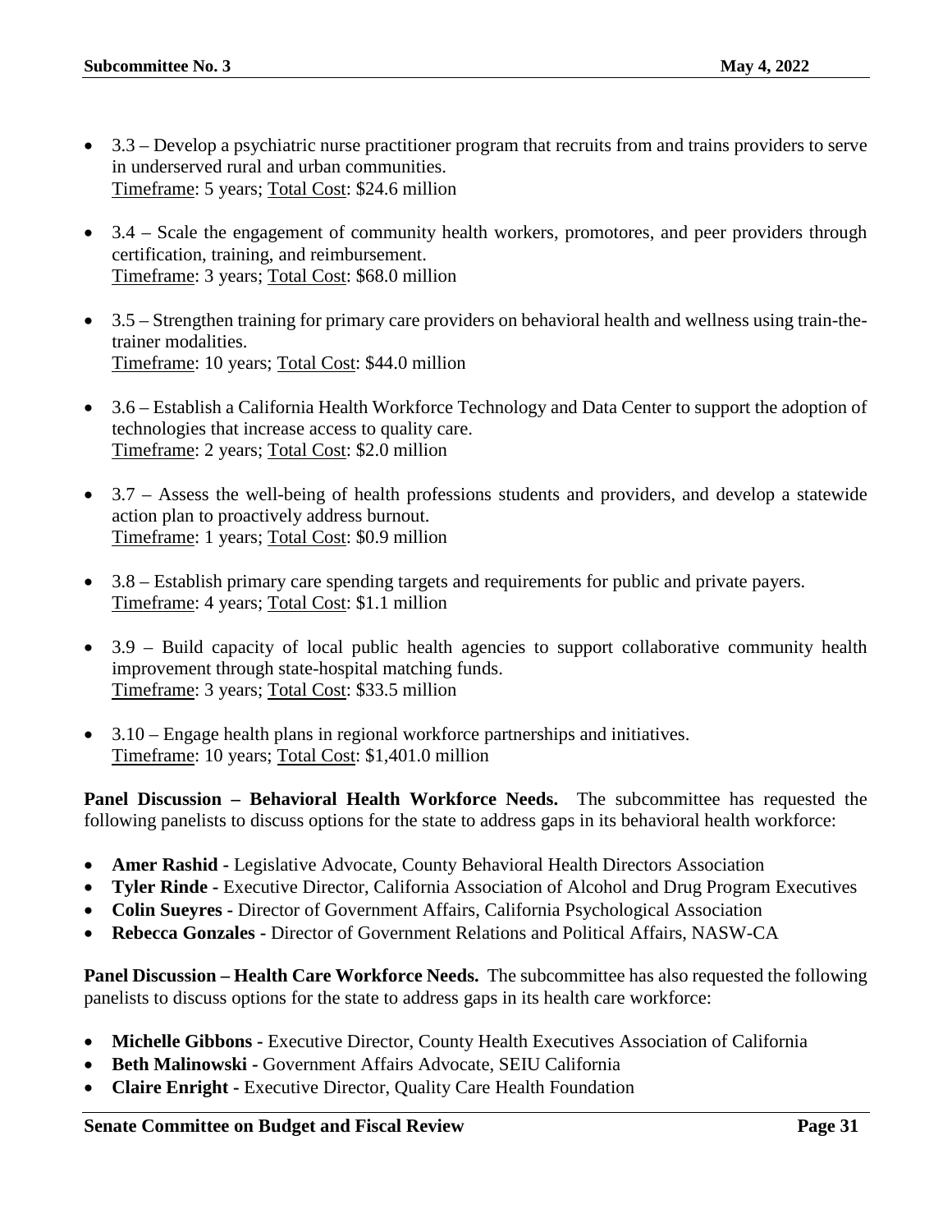- 3.3 – Develop a psychiatric nurse practitioner program that recruits from and trains providers to serve in underserved rural and urban communities.
  Timeframe: 5 years; Total Cost: $24.6 million

- 3.4 – Scale the engagement of community health workers, promotores, and peer providers through certification, training, and reimbursement.
  Timeframe: 3 years; Total Cost: $68.0 million

- 3.5 – Strengthen training for primary care providers on behavioral health and wellness using train-the-trainer modalities.
  Timeframe: 10 years; Total Cost: $44.0 million

- 3.6 – Establish a California Health Workforce Technology and Data Center to support the adoption of technologies that increase access to quality care.
  Timeframe: 2 years; Total Cost: $2.0 million

- 3.7 – Assess the well-being of health professions students and providers, and develop a statewide action plan to proactively address burnout.
  Timeframe: 1 years; Total Cost: $0.9 million

- 3.8 – Establish primary care spending targets and requirements for public and private payers.
  Timeframe: 4 years; Total Cost: $1.1 million

- 3.9 – Build capacity of local public health agencies to support collaborative community health improvement through state-hospital matching funds.
  Timeframe: 3 years; Total Cost: $33.5 million

- 3.10 – Engage health plans in regional workforce partnerships and initiatives.
  Timeframe: 10 years; Total Cost: $1,401.0 million

**Panel Discussion – Behavioral Health Workforce Needs.** The subcommittee has requested the following panelists to discuss options for the state to address gaps in its behavioral health workforce:

- **Amer Rashid -** Legislative Advocate, County Behavioral Health Directors Association
- **Tyler Rinde -** Executive Director, California Association of Alcohol and Drug Program Executives
- **Colin Sueyres -** Director of Government Affairs, California Psychological Association
- **Rebecca Gonzales -** Director of Government Relations and Political Affairs, NASW-CA

**Panel Discussion – Health Care Workforce Needs.** The subcommittee has also requested the following panelists to discuss options for the state to address gaps in its health care workforce:

- **Michelle Gibbons -** Executive Director, County Health Executives Association of California
- **Beth Malinowski -** Government Affairs Advocate, SEIU California
- **Claire Enright -** Executive Director, Quality Care Health Foundation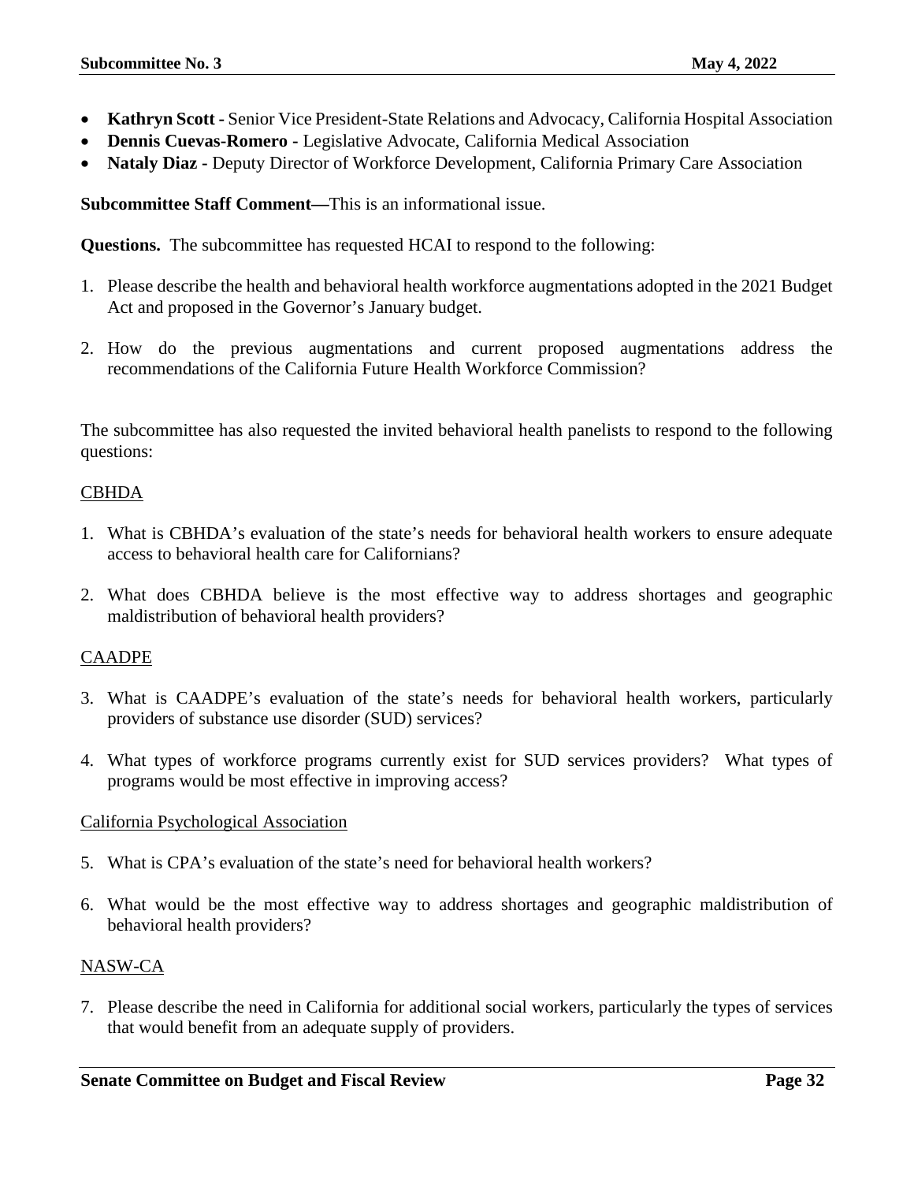- **Kathryn Scott -** Senior Vice President-State Relations and Advocacy, California Hospital Association
- **Dennis Cuevas-Romero -** Legislative Advocate, California Medical Association
- **Nataly Diaz -** Deputy Director of Workforce Development, California Primary Care Association

**Subcommittee Staff Comment—**This is an informational issue.

**Questions.** The subcommittee has requested HCAI to respond to the following:

1. Please describe the health and behavioral health workforce augmentations adopted in the 2021 Budget Act and proposed in the Governor's January budget.
2. How do the previous augmentations and current proposed augmentations address the recommendations of the California Future Health Workforce Commission?

The subcommittee has also requested the invited behavioral health panelists to respond to the following questions:

<u>CBHDA</u>

1. What is CBHDA's evaluation of the state's needs for behavioral health workers to ensure adequate access to behavioral health care for Californians?
2. What does CBHDA believe is the most effective way to address shortages and geographic maldistribution of behavioral health providers?

<u>CAADPE</u>

3. What is CAADPE's evaluation of the state's needs for behavioral health workers, particularly providers of substance use disorder (SUD) services?
4. What types of workforce programs currently exist for SUD services providers? What types of programs would be most effective in improving access?

<u>California Psychological Association</u>

5. What is CPA's evaluation of the state's need for behavioral health workers?
6. What would be the most effective way to address shortages and geographic maldistribution of behavioral health providers?

<u>NASW-CA</u>

7. Please describe the need in California for additional social workers, particularly the types of services that would benefit from an adequate supply of providers.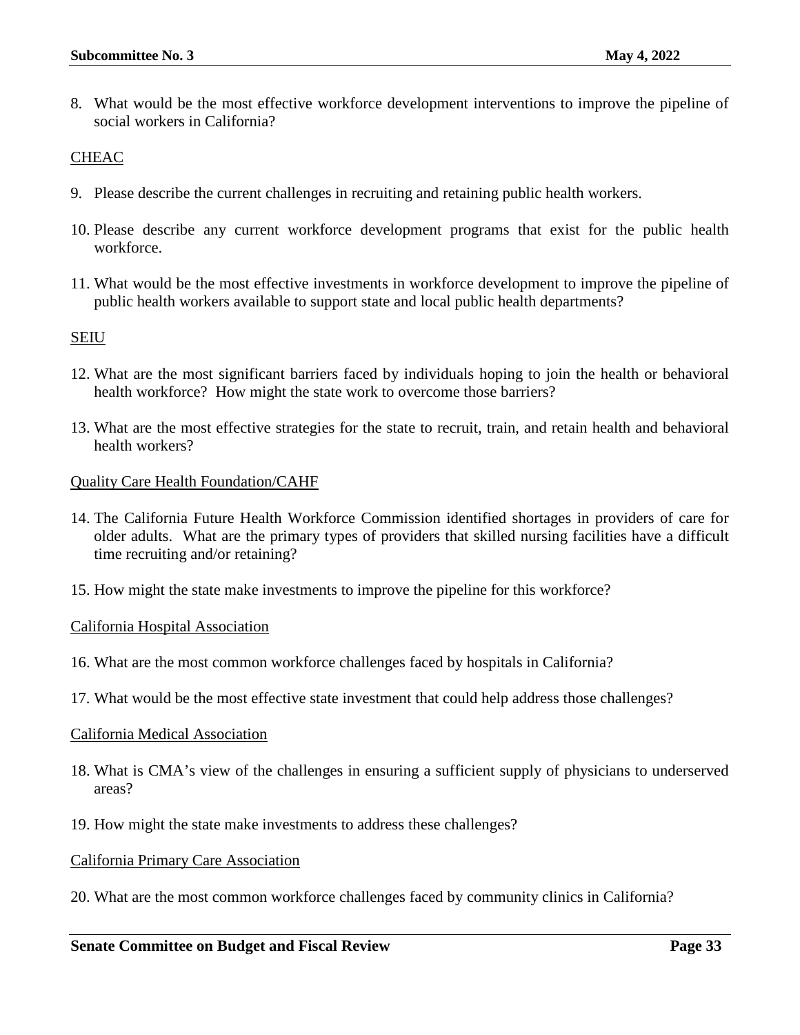8. What would be the most effective workforce development interventions to improve the pipeline of social workers in California?

<u>CHEAC</u>

9. Please describe the current challenges in recruiting and retaining public health workers.

10. Please describe any current workforce development programs that exist for the public health workforce.

11. What would be the most effective investments in workforce development to improve the pipeline of public health workers available to support state and local public health departments?

<u>SEIU</u>

12. What are the most significant barriers faced by individuals hoping to join the health or behavioral health workforce? How might the state work to overcome those barriers?

13. What are the most effective strategies for the state to recruit, train, and retain health and behavioral health workers?

<u>Quality Care Health Foundation/CAHF</u>

14. The California Future Health Workforce Commission identified shortages in providers of care for older adults. What are the primary types of providers that skilled nursing facilities have a difficult time recruiting and/or retaining?

15. How might the state make investments to improve the pipeline for this workforce?

<u>California Hospital Association</u>

16. What are the most common workforce challenges faced by hospitals in California?

17. What would be the most effective state investment that could help address those challenges?

<u>California Medical Association</u>

18. What is CMA's view of the challenges in ensuring a sufficient supply of physicians to underserved areas?

19. How might the state make investments to address these challenges?

<u>California Primary Care Association</u>

20. What are the most common workforce challenges faced by community clinics in California?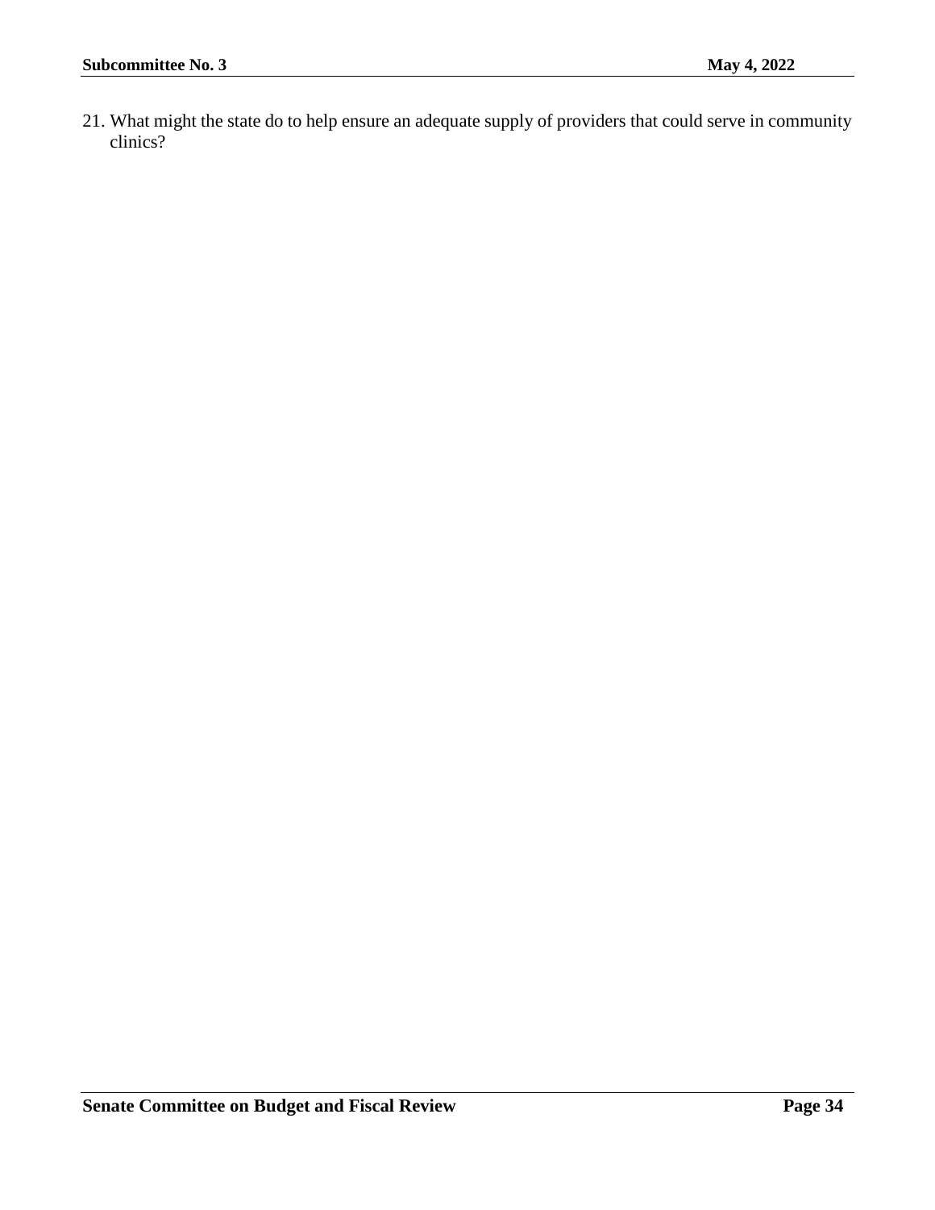21. What might the state do to help ensure an adequate supply of providers that could serve in community clinics?